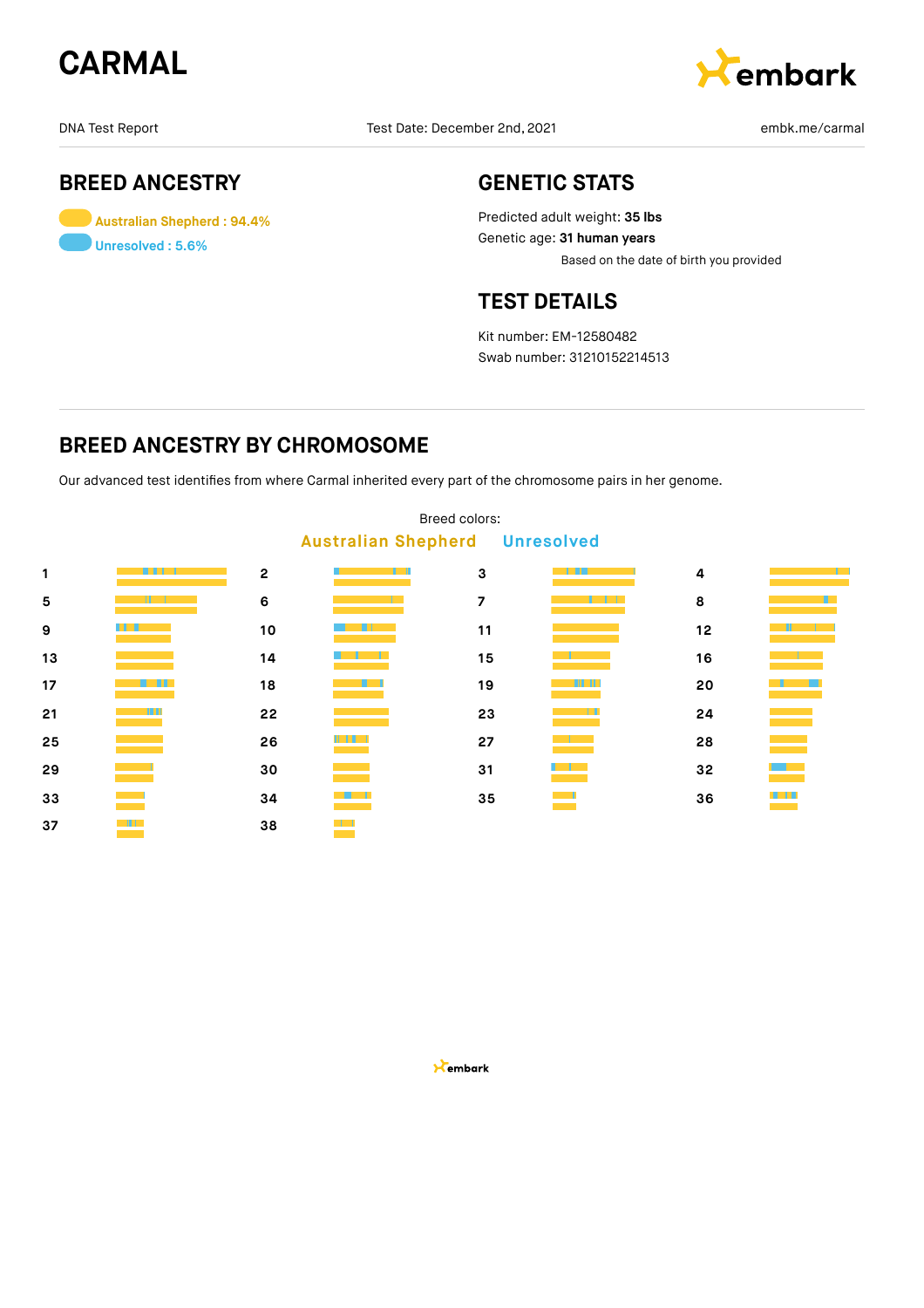# CARMAL

embark

DNA Test Report | Test Date: December 2nd, 2021 | embk.me/carmal

## BREED ANCESTRY

Australian Shepherd : 94.4%

Unresolved : 5.6%

## GENETIC STATS

Predicted adult weight: **35 lbs**

Genetic age: **31 human years**

Based on the date of birth you provided

## TEST DETAILS

Kit number: EM-12580482

Swab number: 31210152214513

## BREED ANCESTRY BY CHROMOSOME

Our advanced test identifies from where Carmal inherited every part of the chromosome pairs in her genome.

Breed colors:

Australian Shepherd   Unresolved

1 2 3 4 5 6 7 8 9 10 11 12 13 14 15 16 17 18 19 20 21 22 23 24 25 26 27 28 29 30 31 32 33 34 35 36 37 38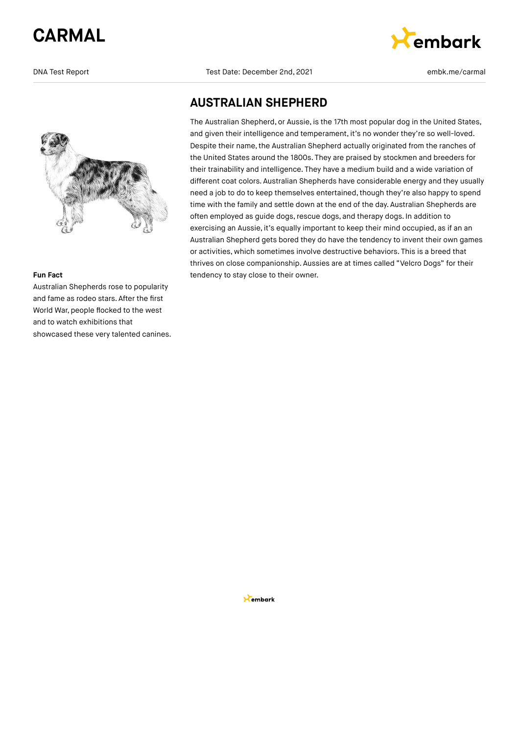## AUSTRALIAN SHEPHERD

The Australian Shepherd, or Aussie, is the 17th most popular dog in the United States, and given their intelligence and temperament, it's no wonder they're so well-loved. Despite their name, the Australian Shepherd actually originated from the ranches of the United States around the 1800s. They are praised by stockmen and breeders for their trainability and intelligence. They have a medium build and a wide variation of different coat colors. Australian Shepherds have considerable energy and they usually need a job to do to keep themselves entertained, though they're also happy to spend time with the family and settle down at the end of the day. Australian Shepherds are often employed as guide dogs, rescue dogs, and therapy dogs. In addition to exercising an Aussie, it's equally important to keep their mind occupied, as if an an Australian Shepherd gets bored they do have the tendency to invent their own games or activities, which sometimes involve destructive behaviors. This is a breed that thrives on close companionship. Aussies are at times called "Velcro Dogs" for their tendency to stay close to their owner.

**Fun Fact**

Australian Shepherds rose to popularity and fame as rodeo stars. After the first World War, people flocked to the west and to watch exhibitions that showcased these very talented canines.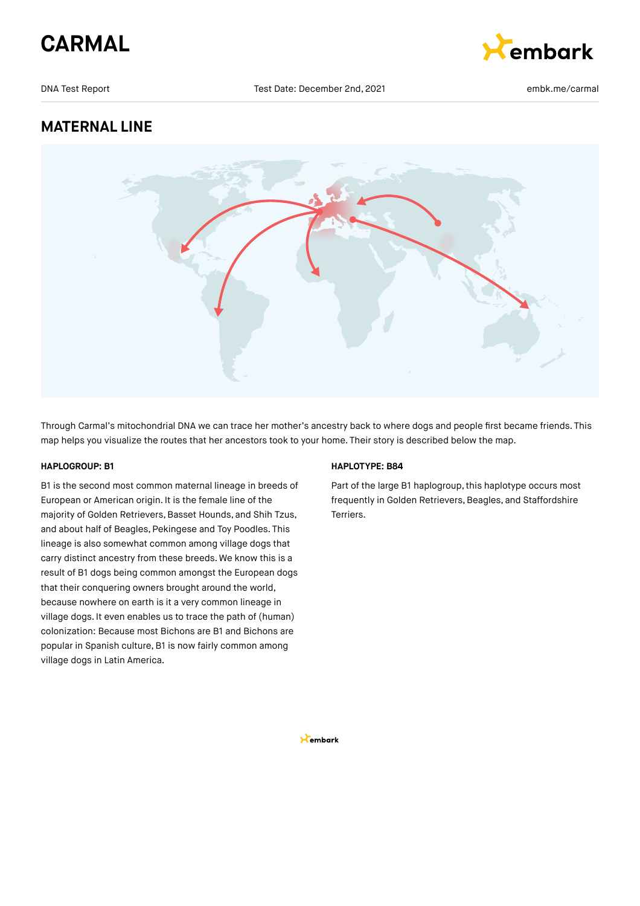# CARMAL

DNA Test Report | Test Date: December 2nd, 2021 | embk.me/carmal

## MATERNAL LINE

Through Carmal's mitochondrial DNA we can trace her mother's ancestry back to where dogs and people first became friends. This map helps you visualize the routes that her ancestors took to your home. Their story is described below the map.

#### HAPLOGROUP: B1

B1 is the second most common maternal lineage in breeds of European or American origin. It is the female line of the majority of Golden Retrievers, Basset Hounds, and Shih Tzus, and about half of Beagles, Pekingese and Toy Poodles. This lineage is also somewhat common among village dogs that carry distinct ancestry from these breeds. We know this is a result of B1 dogs being common amongst the European dogs that their conquering owners brought around the world, because nowhere on earth is it a very common lineage in village dogs. It even enables us to trace the path of (human) colonization: Because most Bichons are B1 and Bichons are popular in Spanish culture, B1 is now fairly common among village dogs in Latin America.

#### HAPLOTYPE: B84

Part of the large B1 haplogroup, this haplotype occurs most frequently in Golden Retrievers, Beagles, and Staffordshire Terriers.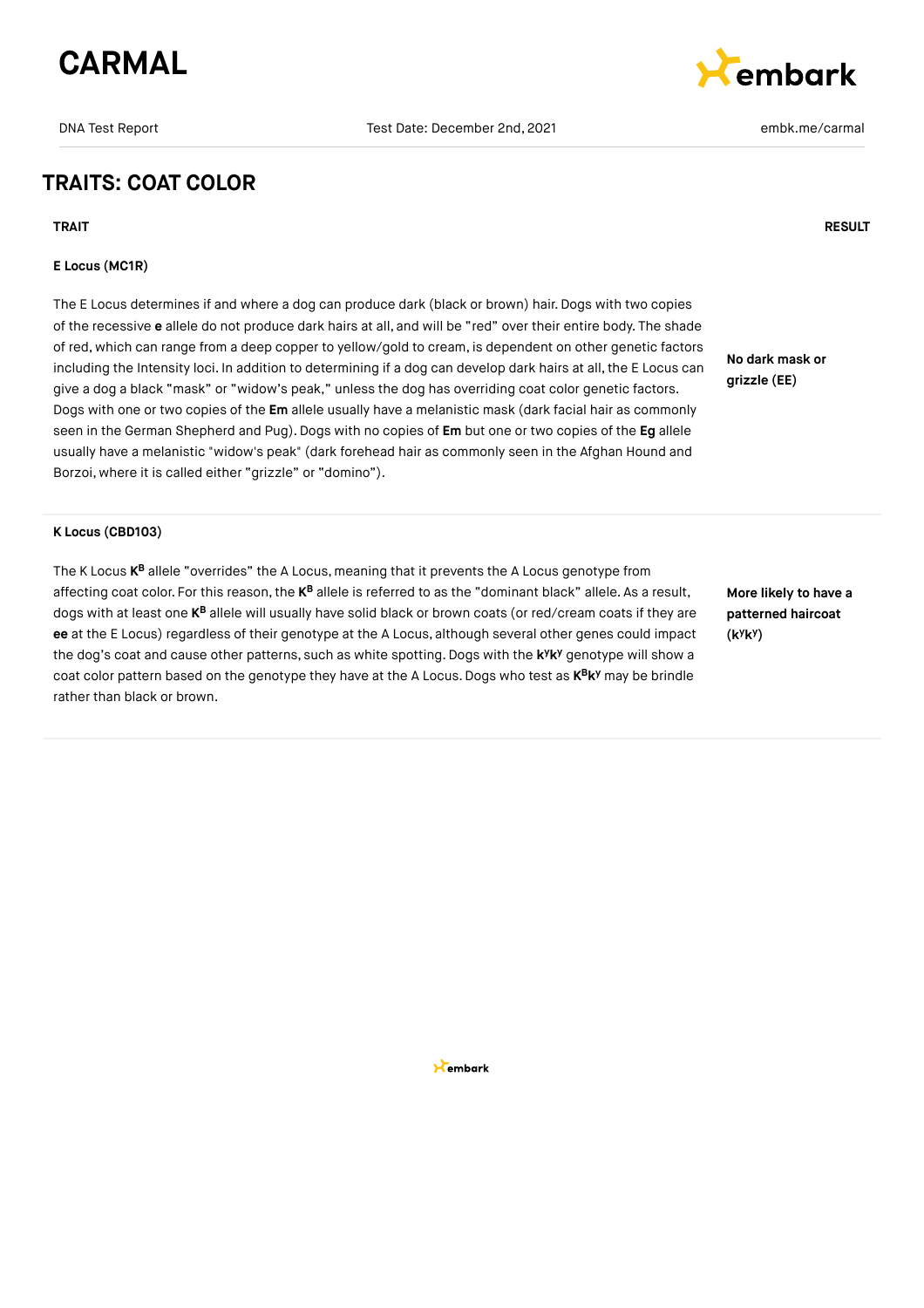## TRAITS: COAT COLOR

| TRAIT | RESULT |
| --- | --- |
| **E Locus (MC1R)**<br><br>The E Locus determines if and where a dog can produce dark (black or brown) hair. Dogs with two copies of the recessive **e** allele do not produce dark hairs at all, and will be "red" over their entire body. The shade of red, which can range from a deep copper to yellow/gold to cream, is dependent on other genetic factors including the Intensity loci. In addition to determining if a dog can develop dark hairs at all, the E Locus can give a dog a black "mask" or "widow's peak," unless the dog has overriding coat color genetic factors. Dogs with one or two copies of the **Em** allele usually have a melanistic mask (dark facial hair as commonly seen in the German Shepherd and Pug). Dogs with no copies of **Em** but one or two copies of the **Eg** allele usually have a melanistic "widow's peak" (dark forehead hair as commonly seen in the Afghan Hound and Borzoi, where it is called either "grizzle" or "domino"). | **No dark mask or grizzle (EE)** |
| **K Locus (CBD103)**<br><br>The K Locus **$K^B$** allele "overrides" the A Locus, meaning that it prevents the A Locus genotype from affecting coat color. For this reason, the **$K^B$** allele is referred to as the "dominant black" allele. As a result, dogs with at least one **$K^B$** allele will usually have solid black or brown coats (or red/cream coats if they are **ee** at the E Locus) regardless of their genotype at the A Locus, although several other genes could impact the dog's coat and cause other patterns, such as white spotting. Dogs with the **$k^yk^y$** genotype will show a coat color pattern based on the genotype they have at the A Locus. Dogs who test as **$K^Bk^y$** may be brindle rather than black or brown. | **More likely to have a patterned haircoat ($k^yk^y$)** |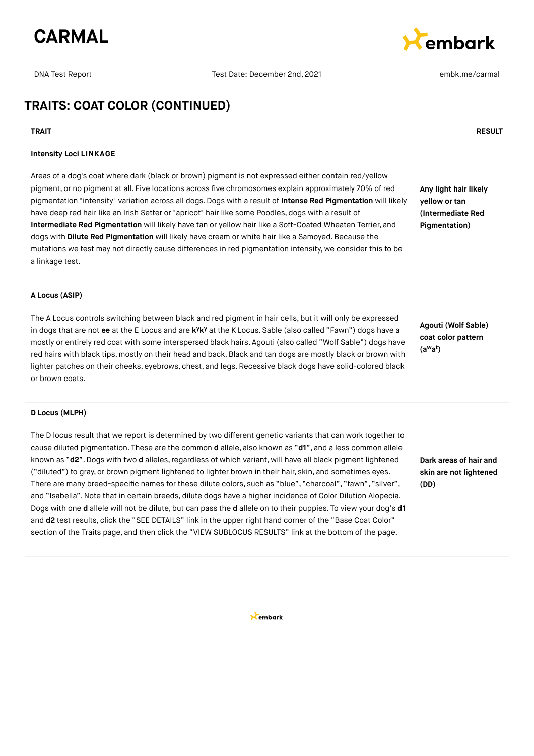## TRAITS: COAT COLOR (CONTINUED)

| TRAIT | RESULT |
| --- | --- |
| **Intensity Loci LINKAGE**<br><br>Areas of a dog's coat where dark (black or brown) pigment is not expressed either contain red/yellow pigment, or no pigment at all. Five locations across five chromosomes explain approximately 70% of red pigmentation "intensity" variation across all dogs. Dogs with a result of **Intense Red Pigmentation** will likely have deep red hair like an Irish Setter or "apricot" hair like some Poodles, dogs with a result of **Intermediate Red Pigmentation** will likely have tan or yellow hair like a Soft-Coated Wheaten Terrier, and dogs with **Dilute Red Pigmentation** will likely have cream or white hair like a Samoyed. Because the mutations we test may not directly cause differences in red pigmentation intensity, we consider this to be a linkage test. | **Any light hair likely yellow or tan (Intermediate Red Pigmentation)** |
| **A Locus (ASIP)**<br><br>The A Locus controls switching between black and red pigment in hair cells, but it will only be expressed in dogs that are not **ee** at the E Locus and are **$k^yk^y$** at the K Locus. Sable (also called "Fawn") dogs have a mostly or entirely red coat with some interspersed black hairs. Agouti (also called "Wolf Sable") dogs have red hairs with black tips, mostly on their head and back. Black and tan dogs are mostly black or brown with lighter patches on their cheeks, eyebrows, chest, and legs. Recessive black dogs have solid-colored black or brown coats. | **Agouti (Wolf Sable) coat color pattern ($a^wa^t$)** |
| **D Locus (MLPH)**<br><br>The D locus result that we report is determined by two different genetic variants that can work together to cause diluted pigmentation. These are the common **d** allele, also known as "**d1**", and a less common allele known as "**d2**". Dogs with two **d** alleles, regardless of which variant, will have all black pigment lightened ("diluted") to gray, or brown pigment lightened to lighter brown in their hair, skin, and sometimes eyes. There are many breed-specific names for these dilute colors, such as "blue", "charcoal", "fawn", "silver", and "Isabella". Note that in certain breeds, dilute dogs have a higher incidence of Color Dilution Alopecia. Dogs with one **d** allele will not be dilute, but can pass the **d** allele on to their puppies. To view your dog's **d1** and **d2** test results, click the "SEE DETAILS" link in the upper right hand corner of the "Base Coat Color" section of the Traits page, and then click the "VIEW SUBLOCUS RESULTS" link at the bottom of the page. | **Dark areas of hair and skin are not lightened (DD)** |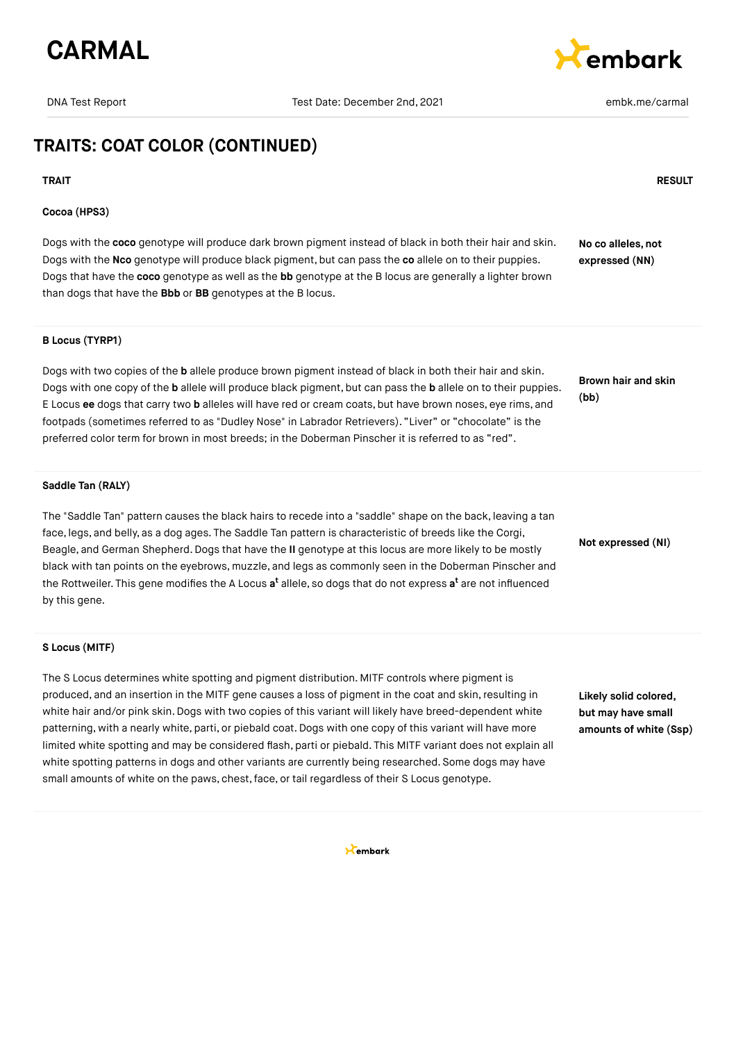## TRAITS: COAT COLOR (CONTINUED)

| TRAIT | RESULT |
| --- | --- |
| **Cocoa (HPS3)**<br><br>Dogs with the **coco** genotype will produce dark brown pigment instead of black in both their hair and skin. Dogs with the **Nco** genotype will produce black pigment, but can pass the **co** allele on to their puppies. Dogs that have the **coco** genotype as well as the **bb** genotype at the B locus are generally a lighter brown than dogs that have the **Bbb** or **BB** genotypes at the B locus. | **No co alleles, not expressed (NN)** |
| **B Locus (TYRP1)**<br><br>Dogs with two copies of the **b** allele produce brown pigment instead of black in both their hair and skin. Dogs with one copy of the **b** allele will produce black pigment, but can pass the **b** allele on to their puppies. E Locus **ee** dogs that carry two **b** alleles will have red or cream coats, but have brown noses, eye rims, and footpads (sometimes referred to as "Dudley Nose" in Labrador Retrievers). "Liver" or "chocolate" is the preferred color term for brown in most breeds; in the Doberman Pinscher it is referred to as "red". | **Brown hair and skin (bb)** |
| **Saddle Tan (RALY)**<br><br>The "Saddle Tan" pattern causes the black hairs to recede into a "saddle" shape on the back, leaving a tan face, legs, and belly, as a dog ages. The Saddle Tan pattern is characteristic of breeds like the Corgi, Beagle, and German Shepherd. Dogs that have the **II** genotype at this locus are more likely to be mostly black with tan points on the eyebrows, muzzle, and legs as commonly seen in the Doberman Pinscher and the Rottweiler. This gene modifies the A Locus **a$^t$** allele, so dogs that do not express **a$^t$** are not influenced by this gene. | **Not expressed (NI)** |
| **S Locus (MITF)**<br><br>The S Locus determines white spotting and pigment distribution. MITF controls where pigment is produced, and an insertion in the MITF gene causes a loss of pigment in the coat and skin, resulting in white hair and/or pink skin. Dogs with two copies of this variant will likely have breed-dependent white patterning, with a nearly white, parti, or piebald coat. Dogs with one copy of this variant will have more limited white spotting and may be considered flash, parti or piebald. This MITF variant does not explain all white spotting patterns in dogs and other variants are currently being researched. Some dogs may have small amounts of white on the paws, chest, face, or tail regardless of their S Locus genotype. | **Likely solid colored, but may have small amounts of white (Ssp)** |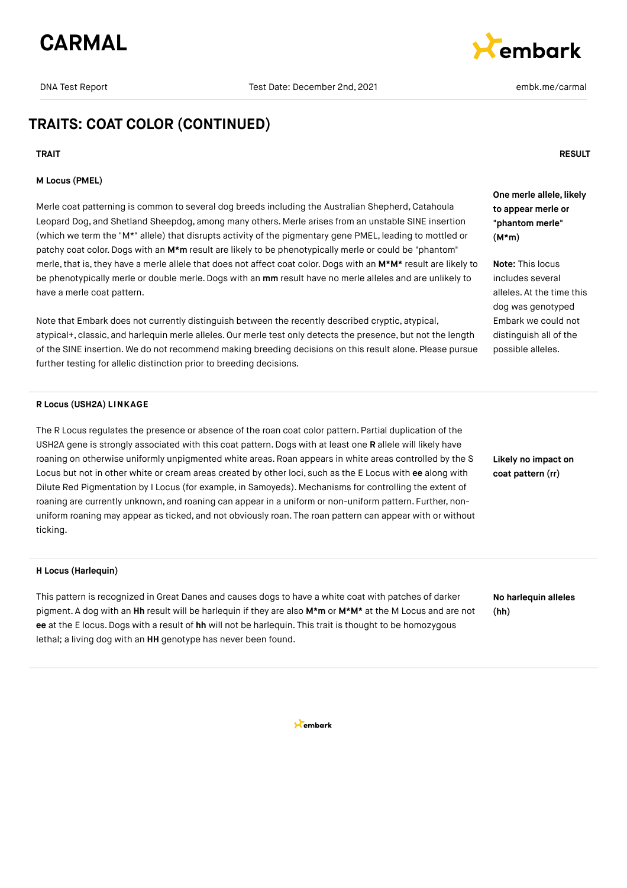## TRAITS: COAT COLOR (CONTINUED)

| TRAIT | RESULT |
|---|---|
| **M Locus (PMEL)**<br><br>Merle coat patterning is common to several dog breeds including the Australian Shepherd, Catahoula Leopard Dog, and Shetland Sheepdog, among many others. Merle arises from an unstable SINE insertion (which we term the "M*" allele) that disrupts activity of the pigmentary gene PMEL, leading to mottled or patchy coat color. Dogs with an **M*m** result are likely to be phenotypically merle or could be "phantom" merle, that is, they have a merle allele that does not affect coat color. Dogs with an **M*M*** result are likely to be phenotypically merle or double merle. Dogs with an **mm** result have no merle alleles and are unlikely to have a merle coat pattern.<br><br>Note that Embark does not currently distinguish between the recently described cryptic, atypical, atypical+, classic, and harlequin merle alleles. Our merle test only detects the presence, but not the length of the SINE insertion. We do not recommend making breeding decisions on this result alone. Please pursue further testing for allelic distinction prior to breeding decisions. | **One merle allele, likely to appear merle or "phantom merle" (M*m)**<br><br>**Note:** This locus includes several alleles. At the time this dog was genotyped Embark we could not distinguish all of the possible alleles. |
| **R Locus (USH2A) LINKAGE**<br><br>The R Locus regulates the presence or absence of the roan coat color pattern. Partial duplication of the USH2A gene is strongly associated with this coat pattern. Dogs with at least one **R** allele will likely have roaning on otherwise uniformly unpigmented white areas. Roan appears in white areas controlled by the S Locus but not in other white or cream areas created by other loci, such as the E Locus with **ee** along with Dilute Red Pigmentation by I Locus (for example, in Samoyeds). Mechanisms for controlling the extent of roaning are currently unknown, and roaning can appear in a uniform or non-uniform pattern. Further, non-uniform roaning may appear as ticked, and not obviously roan. The roan pattern can appear with or without ticking. | **Likely no impact on coat pattern (rr)** |
| **H Locus (Harlequin)**<br><br>This pattern is recognized in Great Danes and causes dogs to have a white coat with patches of darker pigment. A dog with an **Hh** result will be harlequin if they are also **M*m** or **M*M*** at the M Locus and are not **ee** at the E locus. Dogs with a result of **hh** will not be harlequin. This trait is thought to be homozygous lethal; a living dog with an **HH** genotype has never been found. | **No harlequin alleles (hh)** |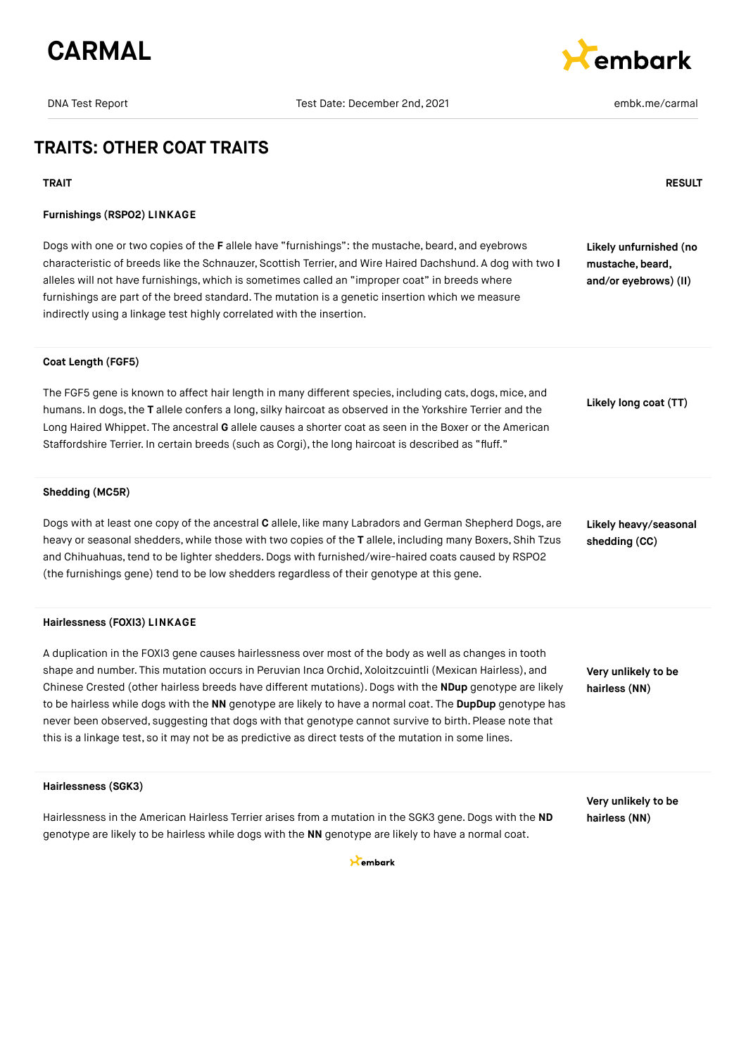# TRAITS: OTHER COAT TRAITS

| TRAIT | RESULT |
|---|---|
| **Furnishings (RSPO2) LINKAGE**<br><br>Dogs with one or two copies of the **F** allele have "furnishings": the mustache, beard, and eyebrows characteristic of breeds like the Schnauzer, Scottish Terrier, and Wire Haired Dachshund. A dog with two **I** alleles will not have furnishings, which is sometimes called an "improper coat" in breeds where furnishings are part of the breed standard. The mutation is a genetic insertion which we measure indirectly using a linkage test highly correlated with the insertion. | **Likely unfurnished (no mustache, beard, and/or eyebrows) (II)** |
| **Coat Length (FGF5)**<br><br>The FGF5 gene is known to affect hair length in many different species, including cats, dogs, mice, and humans. In dogs, the **T** allele confers a long, silky haircoat as observed in the Yorkshire Terrier and the Long Haired Whippet. The ancestral **G** allele causes a shorter coat as seen in the Boxer or the American Staffordshire Terrier. In certain breeds (such as Corgi), the long haircoat is described as "fluff." | **Likely long coat (TT)** |
| **Shedding (MC5R)**<br><br>Dogs with at least one copy of the ancestral **C** allele, like many Labradors and German Shepherd Dogs, are heavy or seasonal shedders, while those with two copies of the **T** allele, including many Boxers, Shih Tzus and Chihuahuas, tend to be lighter shedders. Dogs with furnished/wire-haired coats caused by RSPO2 (the furnishings gene) tend to be low shedders regardless of their genotype at this gene. | **Likely heavy/seasonal shedding (CC)** |
| **Hairlessness (FOXI3) LINKAGE**<br><br>A duplication in the FOXI3 gene causes hairlessness over most of the body as well as changes in tooth shape and number. This mutation occurs in Peruvian Inca Orchid, Xoloitzcuintli (Mexican Hairless), and Chinese Crested (other hairless breeds have different mutations). Dogs with the **NDup** genotype are likely to be hairless while dogs with the **NN** genotype are likely to have a normal coat. The **DupDup** genotype has never been observed, suggesting that dogs with that genotype cannot survive to birth. Please note that this is a linkage test, so it may not be as predictive as direct tests of the mutation in some lines. | **Very unlikely to be hairless (NN)** |
| **Hairlessness (SGK3)**<br><br>Hairlessness in the American Hairless Terrier arises from a mutation in the SGK3 gene. Dogs with the **ND** genotype are likely to be hairless while dogs with the **NN** genotype are likely to have a normal coat. | **Very unlikely to be hairless (NN)** |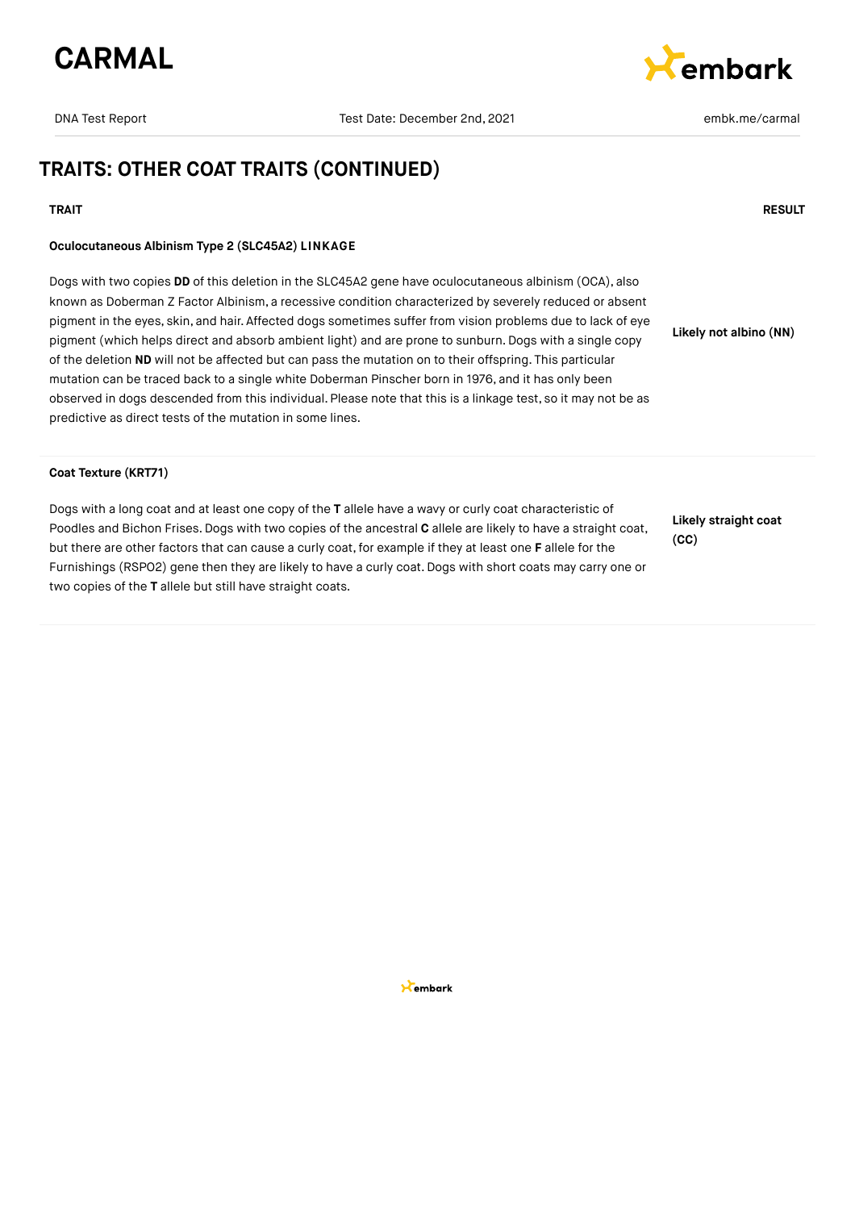## TRAITS: OTHER COAT TRAITS (CONTINUED)

| TRAIT | RESULT |
|---|---|
| **Oculocutaneous Albinism Type 2 (SLC45A2) LINKAGE**<br><br>Dogs with two copies **DD** of this deletion in the SLC45A2 gene have oculocutaneous albinism (OCA), also known as Doberman Z Factor Albinism, a recessive condition characterized by severely reduced or absent pigment in the eyes, skin, and hair. Affected dogs sometimes suffer from vision problems due to lack of eye pigment (which helps direct and absorb ambient light) and are prone to sunburn. Dogs with a single copy of the deletion **ND** will not be affected but can pass the mutation on to their offspring. This particular mutation can be traced back to a single white Doberman Pinscher born in 1976, and it has only been observed in dogs descended from this individual. Please note that this is a linkage test, so it may not be as predictive as direct tests of the mutation in some lines. | **Likely not albino (NN)** |
| **Coat Texture (KRT71)**<br><br>Dogs with a long coat and at least one copy of the **T** allele have a wavy or curly coat characteristic of Poodles and Bichon Frises. Dogs with two copies of the ancestral **C** allele are likely to have a straight coat, but there are other factors that can cause a curly coat, for example if they at least one **F** allele for the Furnishings (RSPO2) gene then they are likely to have a curly coat. Dogs with short coats may carry one or two copies of the **T** allele but still have straight coats. | **Likely straight coat (CC)** |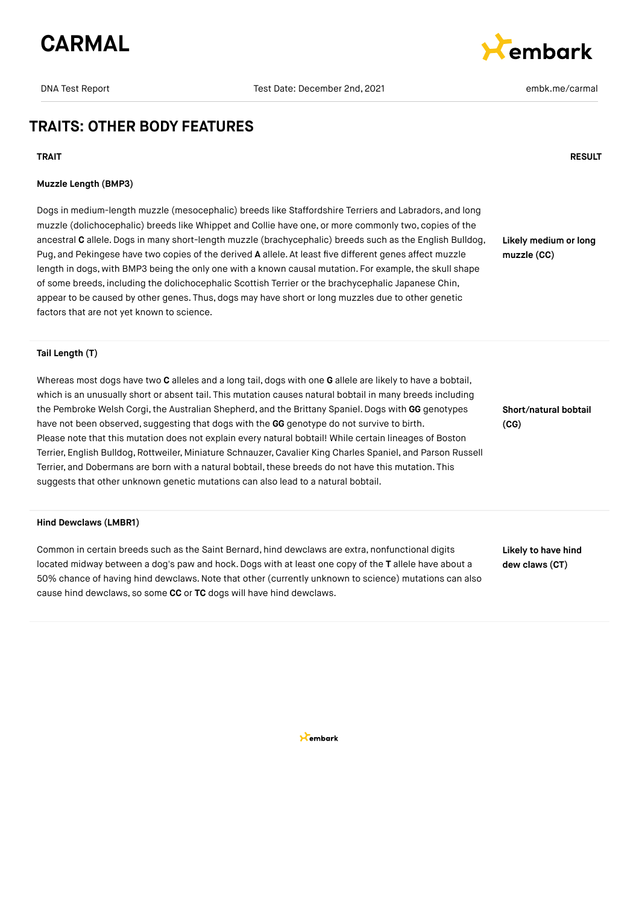# CARMAL

DNA Test Report | Test Date: December 2nd, 2021 | embk.me/carmal

## TRAITS: OTHER BODY FEATURES

| TRAIT | RESULT |
| --- | --- |
| **Muzzle Length (BMP3)**<br><br>Dogs in medium-length muzzle (mesocephalic) breeds like Staffordshire Terriers and Labradors, and long muzzle (dolichocephalic) breeds like Whippet and Collie have one, or more commonly two, copies of the ancestral **C** allele. Dogs in many short-length muzzle (brachycephalic) breeds such as the English Bulldog, Pug, and Pekingese have two copies of the derived **A** allele. At least five different genes affect muzzle length in dogs, with BMP3 being the only one with a known causal mutation. For example, the skull shape of some breeds, including the dolichocephalic Scottish Terrier or the brachycephalic Japanese Chin, appear to be caused by other genes. Thus, dogs may have short or long muzzles due to other genetic factors that are not yet known to science. | **Likely medium or long muzzle (CC)** |
| **Tail Length (T)**<br><br>Whereas most dogs have two **C** alleles and a long tail, dogs with one **G** allele are likely to have a bobtail, which is an unusually short or absent tail. This mutation causes natural bobtail in many breeds including the Pembroke Welsh Corgi, the Australian Shepherd, and the Brittany Spaniel. Dogs with **GG** genotypes have not been observed, suggesting that dogs with the **GG** genotype do not survive to birth. Please note that this mutation does not explain every natural bobtail! While certain lineages of Boston Terrier, English Bulldog, Rottweiler, Miniature Schnauzer, Cavalier King Charles Spaniel, and Parson Russell Terrier, and Dobermans are born with a natural bobtail, these breeds do not have this mutation. This suggests that other unknown genetic mutations can also lead to a natural bobtail. | **Short/natural bobtail (CG)** |
| **Hind Dewclaws (LMBR1)**<br><br>Common in certain breeds such as the Saint Bernard, hind dewclaws are extra, nonfunctional digits located midway between a dog's paw and hock. Dogs with at least one copy of the **T** allele have about a 50% chance of having hind dewclaws. Note that other (currently unknown to science) mutations can also cause hind dewclaws, so some **CC** or **TC** dogs will have hind dewclaws. | **Likely to have hind dew claws (CT)** |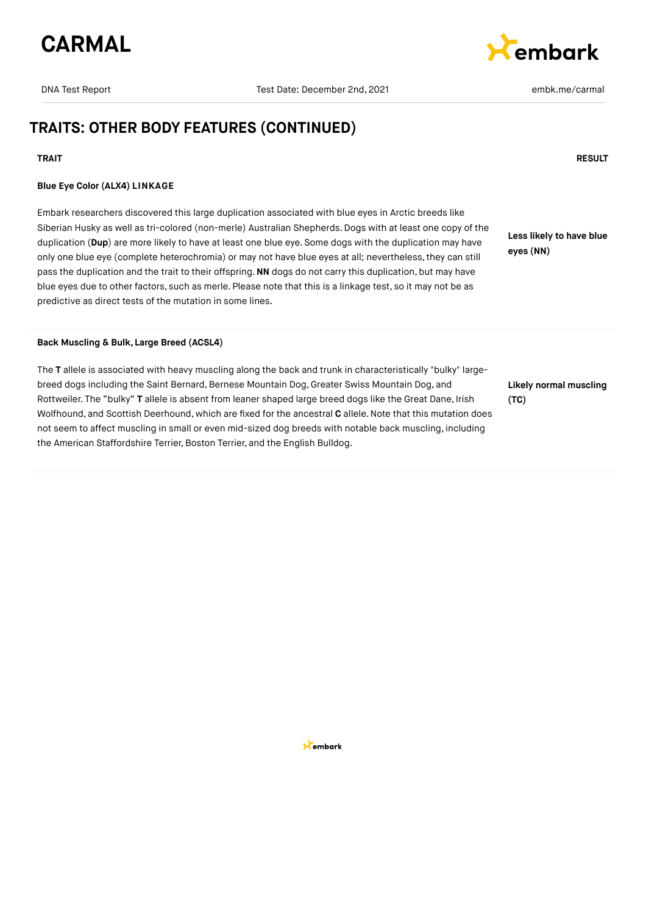## TRAITS: OTHER BODY FEATURES (CONTINUED)

| TRAIT | RESULT |
|---|---|
| **Blue Eye Color (ALX4) LINKAGE**<br><br>Embark researchers discovered this large duplication associated with blue eyes in Arctic breeds like Siberian Husky as well as tri-colored (non-merle) Australian Shepherds. Dogs with at least one copy of the duplication (**Dup**) are more likely to have at least one blue eye. Some dogs with the duplication may have only one blue eye (complete heterochromia) or may not have blue eyes at all; nevertheless, they can still pass the duplication and the trait to their offspring. **NN** dogs do not carry this duplication, but may have blue eyes due to other factors, such as merle. Please note that this is a linkage test, so it may not be as predictive as direct tests of the mutation in some lines. | **Less likely to have blue eyes (NN)** |
| **Back Muscling & Bulk, Large Breed (ACSL4)**<br><br>The **T** allele is associated with heavy muscling along the back and trunk in characteristically "bulky" large-breed dogs including the Saint Bernard, Bernese Mountain Dog, Greater Swiss Mountain Dog, and Rottweiler. The "bulky" **T** allele is absent from leaner shaped large breed dogs like the Great Dane, Irish Wolfhound, and Scottish Deerhound, which are fixed for the ancestral **C** allele. Note that this mutation does not seem to affect muscling in small or even mid-sized dog breeds with notable back muscling, including the American Staffordshire Terrier, Boston Terrier, and the English Bulldog. | **Likely normal muscling (TC)** |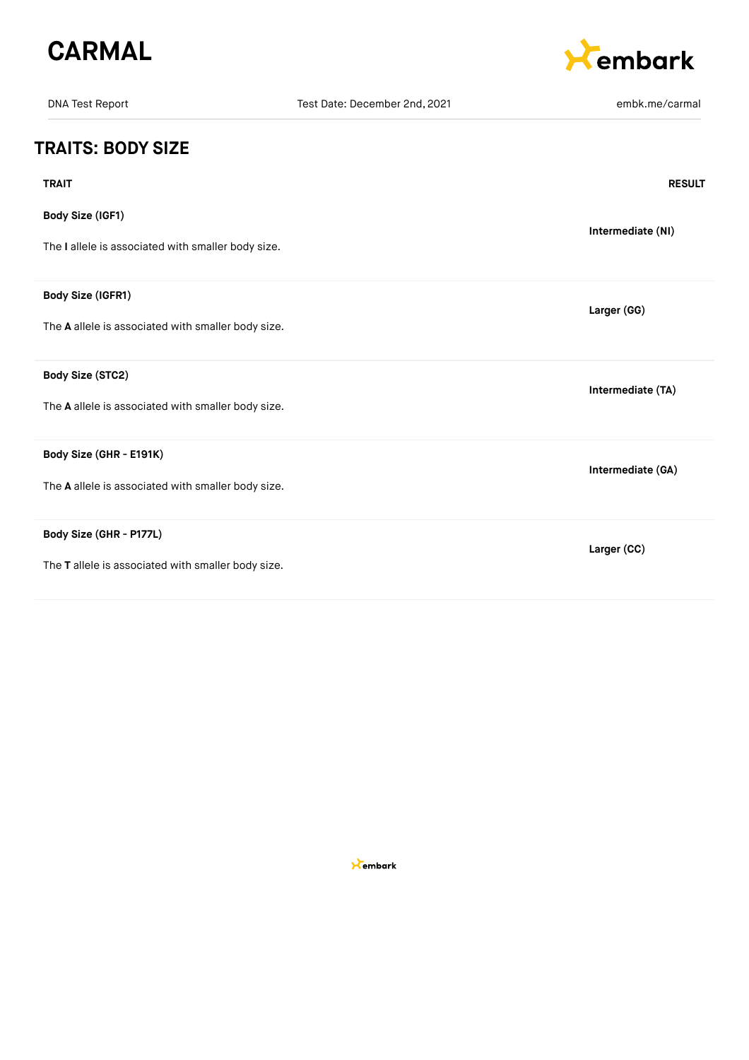## TRAITS: BODY SIZE

| TRAIT | RESULT |
| --- | --- |
| **Body Size (IGF1)**<br><br>The **I** allele is associated with smaller body size. | **Intermediate (NI)** |
| **Body Size (IGFR1)**<br><br>The **A** allele is associated with smaller body size. | **Larger (GG)** |
| **Body Size (STC2)**<br><br>The **A** allele is associated with smaller body size. | **Intermediate (TA)** |
| **Body Size (GHR - E191K)**<br><br>The **A** allele is associated with smaller body size. | **Intermediate (GA)** |
| **Body Size (GHR - P177L)**<br><br>The **T** allele is associated with smaller body size. | **Larger (CC)** |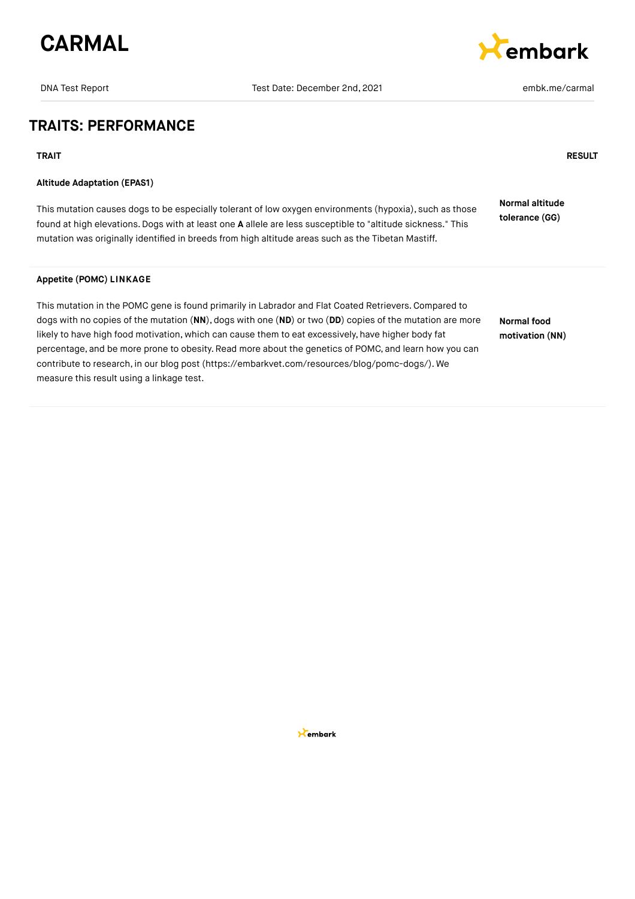# TRAITS: PERFORMANCE

| TRAIT | RESULT |
|---|---|
| **Altitude Adaptation (EPAS1)**<br><br>This mutation causes dogs to be especially tolerant of low oxygen environments (hypoxia), such as those found at high elevations. Dogs with at least one **A** allele are less susceptible to "altitude sickness." This mutation was originally identified in breeds from high altitude areas such as the Tibetan Mastiff. | **Normal altitude tolerance (GG)** |
| **Appetite (POMC) LINKAGE**<br><br>This mutation in the POMC gene is found primarily in Labrador and Flat Coated Retrievers. Compared to dogs with no copies of the mutation (**NN**), dogs with one (**ND**) or two (**DD**) copies of the mutation are more likely to have high food motivation, which can cause them to eat excessively, have higher body fat percentage, and be more prone to obesity. Read more about the genetics of POMC, and learn how you can contribute to research, in our blog post (https://embarkvet.com/resources/blog/pomc-dogs/). We measure this result using a linkage test. | **Normal food motivation (NN)** |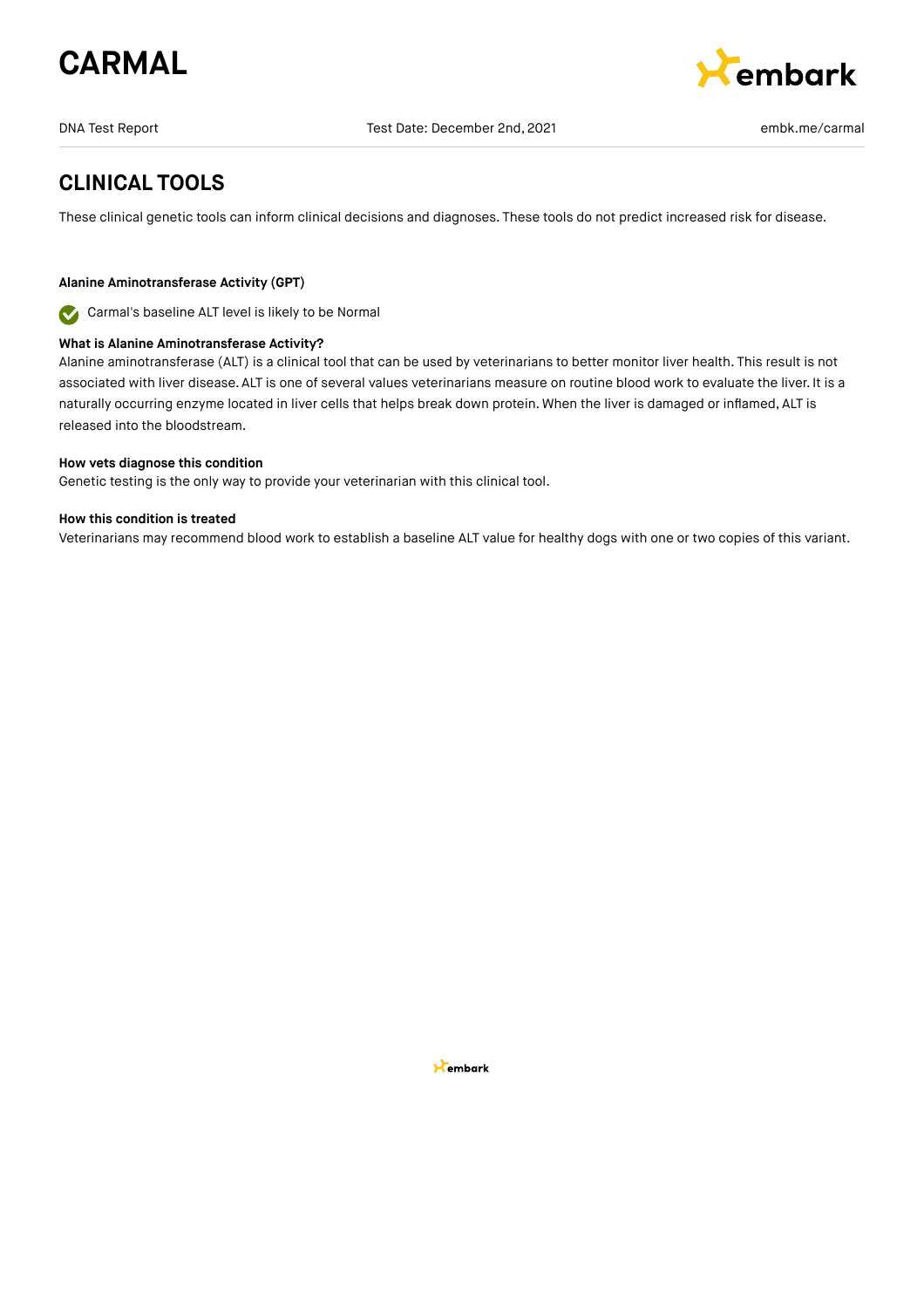## CLINICAL TOOLS

These clinical genetic tools can inform clinical decisions and diagnoses. These tools do not predict increased risk for disease.

**Alanine Aminotransferase Activity (GPT)**

Carmal's baseline ALT level is likely to be Normal

**What is Alanine Aminotransferase Activity?**

Alanine aminotransferase (ALT) is a clinical tool that can be used by veterinarians to better monitor liver health. This result is not associated with liver disease. ALT is one of several values veterinarians measure on routine blood work to evaluate the liver. It is a naturally occurring enzyme located in liver cells that helps break down protein. When the liver is damaged or inflamed, ALT is released into the bloodstream.

**How vets diagnose this condition**

Genetic testing is the only way to provide your veterinarian with this clinical tool.

**How this condition is treated**

Veterinarians may recommend blood work to establish a baseline ALT value for healthy dogs with one or two copies of this variant.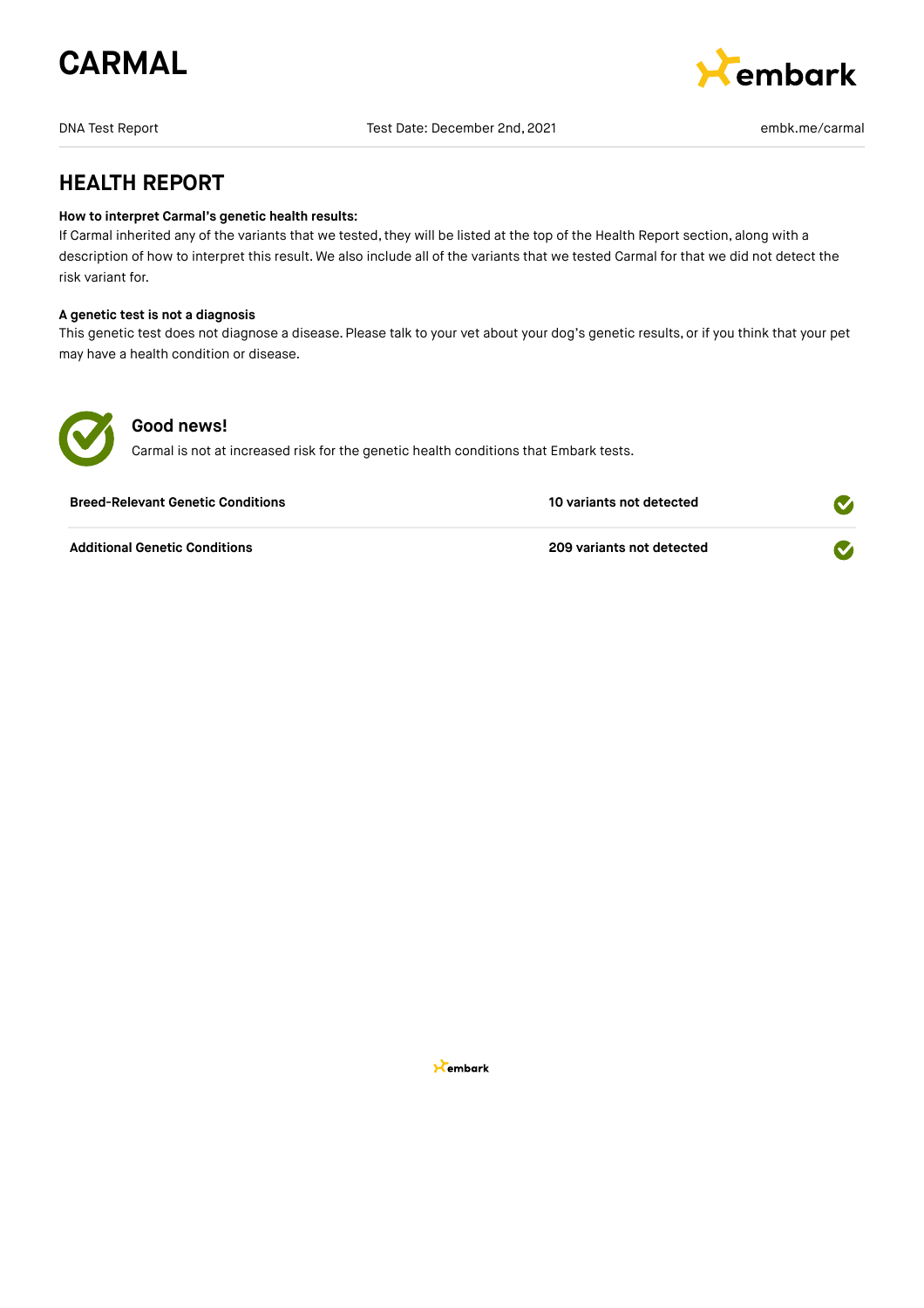# CARMAL

DNA Test Report | Test Date: December 2nd, 2021 | embk.me/carmal

## HEALTH REPORT

**How to interpret Carmal's genetic health results:**
If Carmal inherited any of the variants that we tested, they will be listed at the top of the Health Report section, along with a description of how to interpret this result. We also include all of the variants that we tested Carmal for that we did not detect the risk variant for.

**A genetic test is not a diagnosis**
This genetic test does not diagnose a disease. Please talk to your vet about your dog's genetic results, or if you think that your pet may have a health condition or disease.

### Good news!

Carmal is not at increased risk for the genetic health conditions that Embark tests.

| | |
|---|---|
| **Breed-Relevant Genetic Conditions** | **10 variants not detected** |
| **Additional Genetic Conditions** | **209 variants not detected** |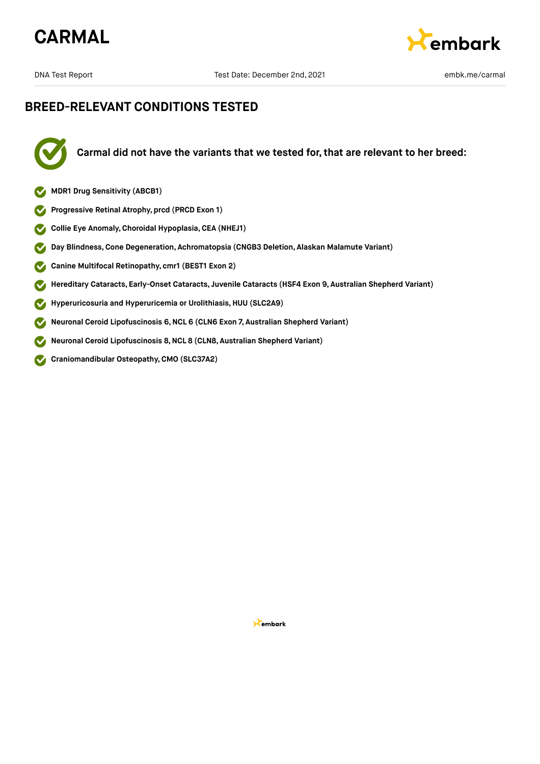# CARMAL

DNA Test Report | Test Date: December 2nd, 2021 | embk.me/carmal

## BREED-RELEVANT CONDITIONS TESTED

**Carmal did not have the variants that we tested for, that are relevant to her breed:**

- **MDR1 Drug Sensitivity (ABCB1)**
- **Progressive Retinal Atrophy, prcd (PRCD Exon 1)**
- **Collie Eye Anomaly, Choroidal Hypoplasia, CEA (NHEJ1)**
- **Day Blindness, Cone Degeneration, Achromatopsia (CNGB3 Deletion, Alaskan Malamute Variant)**
- **Canine Multifocal Retinopathy, cmr1 (BEST1 Exon 2)**
- **Hereditary Cataracts, Early-Onset Cataracts, Juvenile Cataracts (HSF4 Exon 9, Australian Shepherd Variant)**
- **Hyperuricosuria and Hyperuricemia or Urolithiasis, HUU (SLC2A9)**
- **Neuronal Ceroid Lipofuscinosis 6, NCL 6 (CLN6 Exon 7, Australian Shepherd Variant)**
- **Neuronal Ceroid Lipofuscinosis 8, NCL 8 (CLN8, Australian Shepherd Variant)**
- **Craniomandibular Osteopathy, CMO (SLC37A2)**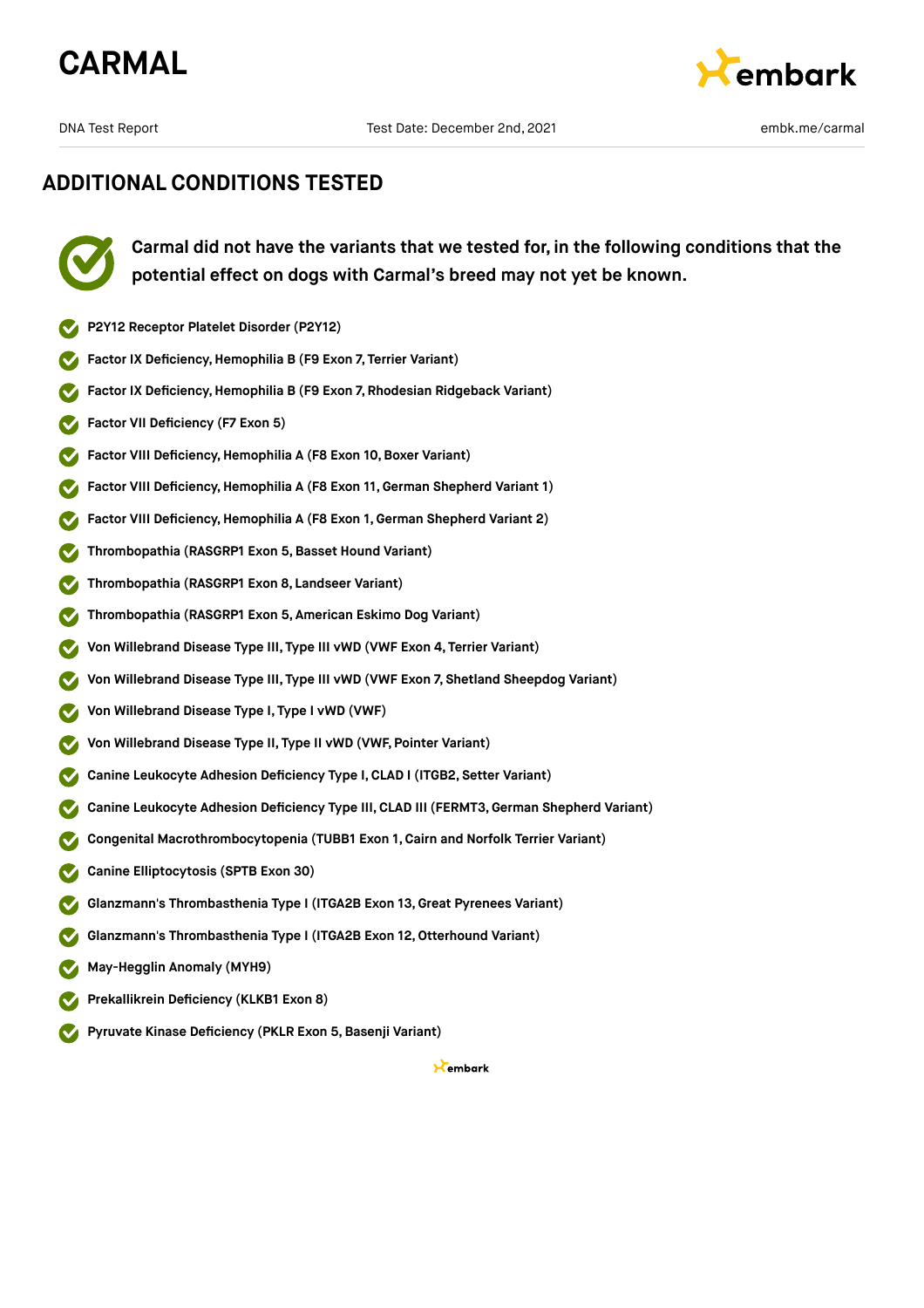## ADDITIONAL CONDITIONS TESTED

**Carmal did not have the variants that we tested for, in the following conditions that the potential effect on dogs with Carmal's breed may not yet be known.**

- **P2Y12 Receptor Platelet Disorder (P2Y12)**
- **Factor IX Deficiency, Hemophilia B (F9 Exon 7, Terrier Variant)**
- **Factor IX Deficiency, Hemophilia B (F9 Exon 7, Rhodesian Ridgeback Variant)**
- **Factor VII Deficiency (F7 Exon 5)**
- **Factor VIII Deficiency, Hemophilia A (F8 Exon 10, Boxer Variant)**
- **Factor VIII Deficiency, Hemophilia A (F8 Exon 11, German Shepherd Variant 1)**
- **Factor VIII Deficiency, Hemophilia A (F8 Exon 1, German Shepherd Variant 2)**
- **Thrombopathia (RASGRP1 Exon 5, Basset Hound Variant)**
- **Thrombopathia (RASGRP1 Exon 8, Landseer Variant)**
- **Thrombopathia (RASGRP1 Exon 5, American Eskimo Dog Variant)**
- **Von Willebrand Disease Type III, Type III vWD (VWF Exon 4, Terrier Variant)**
- **Von Willebrand Disease Type III, Type III vWD (VWF Exon 7, Shetland Sheepdog Variant)**
- **Von Willebrand Disease Type I, Type I vWD (VWF)**
- **Von Willebrand Disease Type II, Type II vWD (VWF, Pointer Variant)**
- **Canine Leukocyte Adhesion Deficiency Type I, CLAD I (ITGB2, Setter Variant)**
- **Canine Leukocyte Adhesion Deficiency Type III, CLAD III (FERMT3, German Shepherd Variant)**
- **Congenital Macrothrombocytopenia (TUBB1 Exon 1, Cairn and Norfolk Terrier Variant)**
- **Canine Elliptocytosis (SPTB Exon 30)**
- **Glanzmann's Thrombasthenia Type I (ITGA2B Exon 13, Great Pyrenees Variant)**
- **Glanzmann's Thrombasthenia Type I (ITGA2B Exon 12, Otterhound Variant)**
- **May-Hegglin Anomaly (MYH9)**
- **Prekallikrein Deficiency (KLKB1 Exon 8)**
- **Pyruvate Kinase Deficiency (PKLR Exon 5, Basenji Variant)**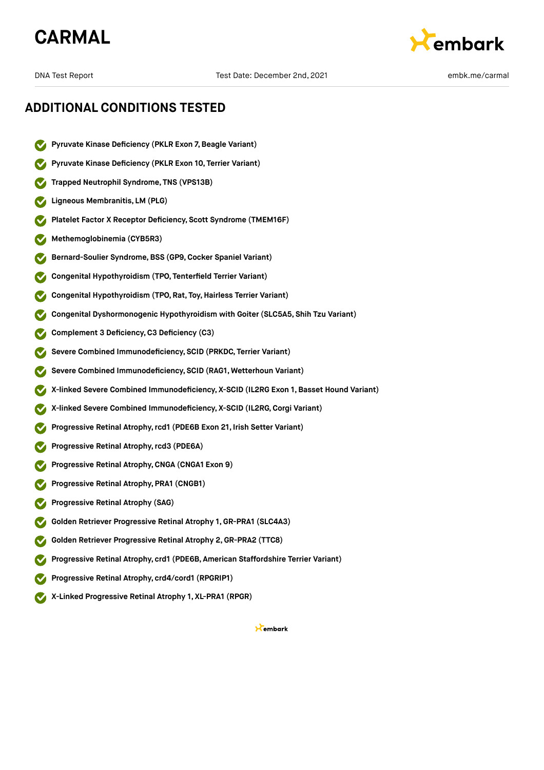# CARMAL

DNA Test Report    Test Date: December 2nd, 2021    embk.me/carmal

## ADDITIONAL CONDITIONS TESTED

- **Pyruvate Kinase Deficiency (PKLR Exon 7, Beagle Variant)**
- **Pyruvate Kinase Deficiency (PKLR Exon 10, Terrier Variant)**
- **Trapped Neutrophil Syndrome, TNS (VPS13B)**
- **Ligneous Membranitis, LM (PLG)**
- **Platelet Factor X Receptor Deficiency, Scott Syndrome (TMEM16F)**
- **Methemoglobinemia (CYB5R3)**
- **Bernard-Soulier Syndrome, BSS (GP9, Cocker Spaniel Variant)**
- **Congenital Hypothyroidism (TPO, Tenterfield Terrier Variant)**
- **Congenital Hypothyroidism (TPO, Rat, Toy, Hairless Terrier Variant)**
- **Congenital Dyshormonogenic Hypothyroidism with Goiter (SLC5A5, Shih Tzu Variant)**
- **Complement 3 Deficiency, C3 Deficiency (C3)**
- **Severe Combined Immunodeficiency, SCID (PRKDC, Terrier Variant)**
- **Severe Combined Immunodeficiency, SCID (RAG1, Wetterhoun Variant)**
- **X-linked Severe Combined Immunodeficiency, X-SCID (IL2RG Exon 1, Basset Hound Variant)**
- **X-linked Severe Combined Immunodeficiency, X-SCID (IL2RG, Corgi Variant)**
- **Progressive Retinal Atrophy, rcd1 (PDE6B Exon 21, Irish Setter Variant)**
- **Progressive Retinal Atrophy, rcd3 (PDE6A)**
- **Progressive Retinal Atrophy, CNGA (CNGA1 Exon 9)**
- **Progressive Retinal Atrophy, PRA1 (CNGB1)**
- **Progressive Retinal Atrophy (SAG)**
- **Golden Retriever Progressive Retinal Atrophy 1, GR-PRA1 (SLC4A3)**
- **Golden Retriever Progressive Retinal Atrophy 2, GR-PRA2 (TTC8)**
- **Progressive Retinal Atrophy, crd1 (PDE6B, American Staffordshire Terrier Variant)**
- **Progressive Retinal Atrophy, crd4/cord1 (RPGRIP1)**
- **X-Linked Progressive Retinal Atrophy 1, XL-PRA1 (RPGR)**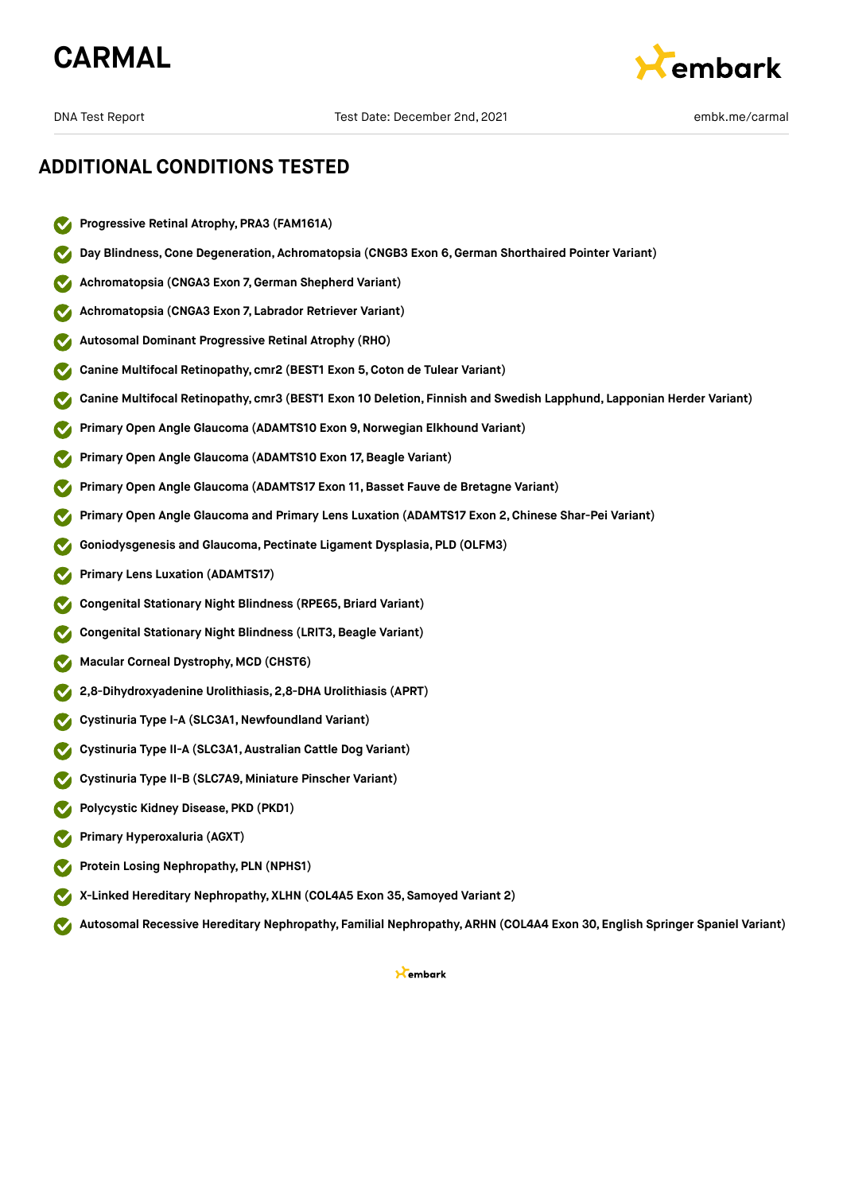## ADDITIONAL CONDITIONS TESTED

- Progressive Retinal Atrophy, PRA3 (FAM161A)
- Day Blindness, Cone Degeneration, Achromatopsia (CNGB3 Exon 6, German Shorthaired Pointer Variant)
- Achromatopsia (CNGA3 Exon 7, German Shepherd Variant)
- Achromatopsia (CNGA3 Exon 7, Labrador Retriever Variant)
- Autosomal Dominant Progressive Retinal Atrophy (RHO)
- Canine Multifocal Retinopathy, cmr2 (BEST1 Exon 5, Coton de Tulear Variant)
- Canine Multifocal Retinopathy, cmr3 (BEST1 Exon 10 Deletion, Finnish and Swedish Lapphund, Lapponian Herder Variant)
- Primary Open Angle Glaucoma (ADAMTS10 Exon 9, Norwegian Elkhound Variant)
- Primary Open Angle Glaucoma (ADAMTS10 Exon 17, Beagle Variant)
- Primary Open Angle Glaucoma (ADAMTS17 Exon 11, Basset Fauve de Bretagne Variant)
- Primary Open Angle Glaucoma and Primary Lens Luxation (ADAMTS17 Exon 2, Chinese Shar-Pei Variant)
- Goniodysgenesis and Glaucoma, Pectinate Ligament Dysplasia, PLD (OLFM3)
- Primary Lens Luxation (ADAMTS17)
- Congenital Stationary Night Blindness (RPE65, Briard Variant)
- Congenital Stationary Night Blindness (LRIT3, Beagle Variant)
- Macular Corneal Dystrophy, MCD (CHST6)
- 2,8-Dihydroxyadenine Urolithiasis, 2,8-DHA Urolithiasis (APRT)
- Cystinuria Type I-A (SLC3A1, Newfoundland Variant)
- Cystinuria Type II-A (SLC3A1, Australian Cattle Dog Variant)
- Cystinuria Type II-B (SLC7A9, Miniature Pinscher Variant)
- Polycystic Kidney Disease, PKD (PKD1)
- Primary Hyperoxaluria (AGXT)
- Protein Losing Nephropathy, PLN (NPHS1)
- X-Linked Hereditary Nephropathy, XLHN (COL4A5 Exon 35, Samoyed Variant 2)
- Autosomal Recessive Hereditary Nephropathy, Familial Nephropathy, ARHN (COL4A4 Exon 30, English Springer Spaniel Variant)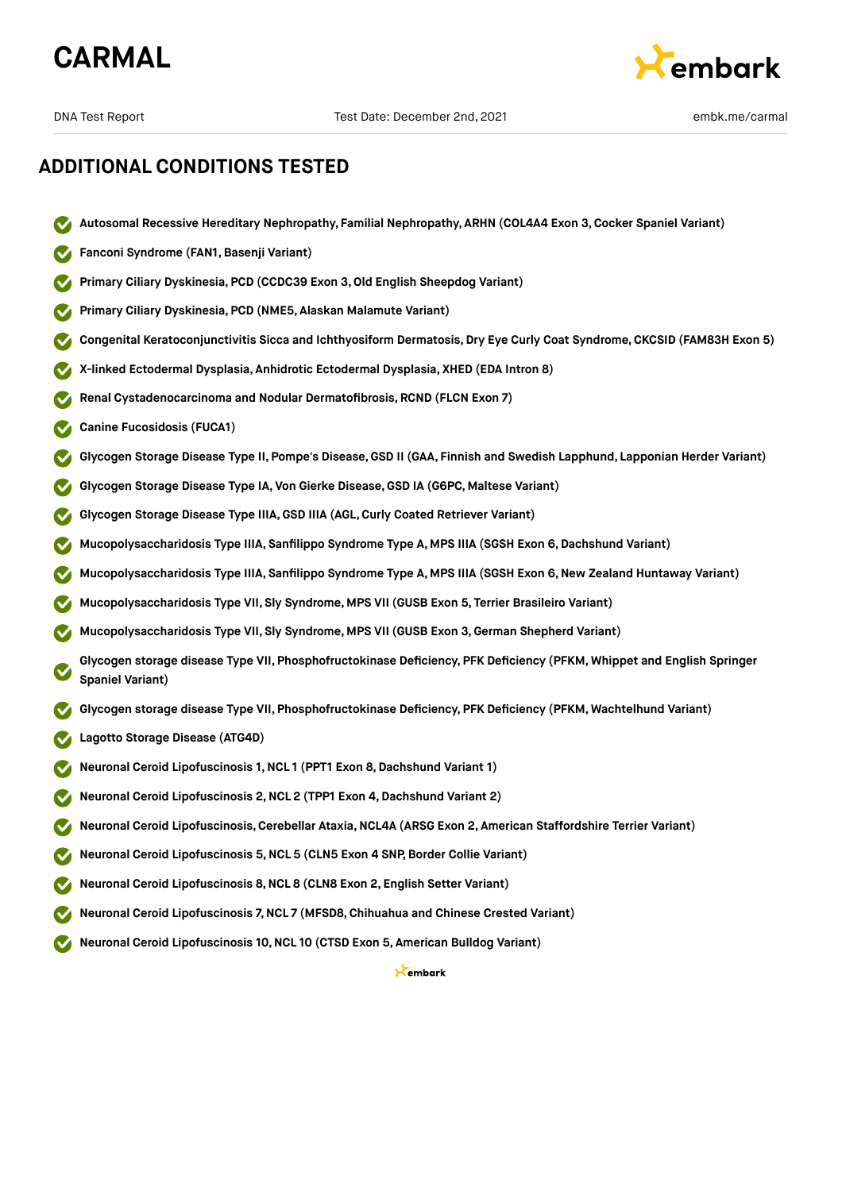## ADDITIONAL CONDITIONS TESTED

- **Autosomal Recessive Hereditary Nephropathy, Familial Nephropathy, ARHN (COL4A4 Exon 3, Cocker Spaniel Variant)**
- **Fanconi Syndrome (FAN1, Basenji Variant)**
- **Primary Ciliary Dyskinesia, PCD (CCDC39 Exon 3, Old English Sheepdog Variant)**
- **Primary Ciliary Dyskinesia, PCD (NME5, Alaskan Malamute Variant)**
- **Congenital Keratoconjunctivitis Sicca and Ichthyosiform Dermatosis, Dry Eye Curly Coat Syndrome, CKCSID (FAM83H Exon 5)**
- **X-linked Ectodermal Dysplasia, Anhidrotic Ectodermal Dysplasia, XHED (EDA Intron 8)**
- **Renal Cystadenocarcinoma and Nodular Dermatofibrosis, RCND (FLCN Exon 7)**
- **Canine Fucosidosis (FUCA1)**
- **Glycogen Storage Disease Type II, Pompe's Disease, GSD II (GAA, Finnish and Swedish Lapphund, Lapponian Herder Variant)**
- **Glycogen Storage Disease Type IA, Von Gierke Disease, GSD IA (G6PC, Maltese Variant)**
- **Glycogen Storage Disease Type IIIA, GSD IIIA (AGL, Curly Coated Retriever Variant)**
- **Mucopolysaccharidosis Type IIIA, Sanfilippo Syndrome Type A, MPS IIIA (SGSH Exon 6, Dachshund Variant)**
- **Mucopolysaccharidosis Type IIIA, Sanfilippo Syndrome Type A, MPS IIIA (SGSH Exon 6, New Zealand Huntaway Variant)**
- **Mucopolysaccharidosis Type VII, Sly Syndrome, MPS VII (GUSB Exon 5, Terrier Brasileiro Variant)**
- **Mucopolysaccharidosis Type VII, Sly Syndrome, MPS VII (GUSB Exon 3, German Shepherd Variant)**
- **Glycogen storage disease Type VII, Phosphofructokinase Deficiency, PFK Deficiency (PFKM, Whippet and English Springer Spaniel Variant)**
- **Glycogen storage disease Type VII, Phosphofructokinase Deficiency, PFK Deficiency (PFKM, Wachtelhund Variant)**
- **Lagotto Storage Disease (ATG4D)**
- **Neuronal Ceroid Lipofuscinosis 1, NCL 1 (PPT1 Exon 8, Dachshund Variant 1)**
- **Neuronal Ceroid Lipofuscinosis 2, NCL 2 (TPP1 Exon 4, Dachshund Variant 2)**
- **Neuronal Ceroid Lipofuscinosis, Cerebellar Ataxia, NCL4A (ARSG Exon 2, American Staffordshire Terrier Variant)**
- **Neuronal Ceroid Lipofuscinosis 5, NCL 5 (CLN5 Exon 4 SNP, Border Collie Variant)**
- **Neuronal Ceroid Lipofuscinosis 8, NCL 8 (CLN8 Exon 2, English Setter Variant)**
- **Neuronal Ceroid Lipofuscinosis 7, NCL 7 (MFSD8, Chihuahua and Chinese Crested Variant)**
- **Neuronal Ceroid Lipofuscinosis 10, NCL 10 (CTSD Exon 5, American Bulldog Variant)**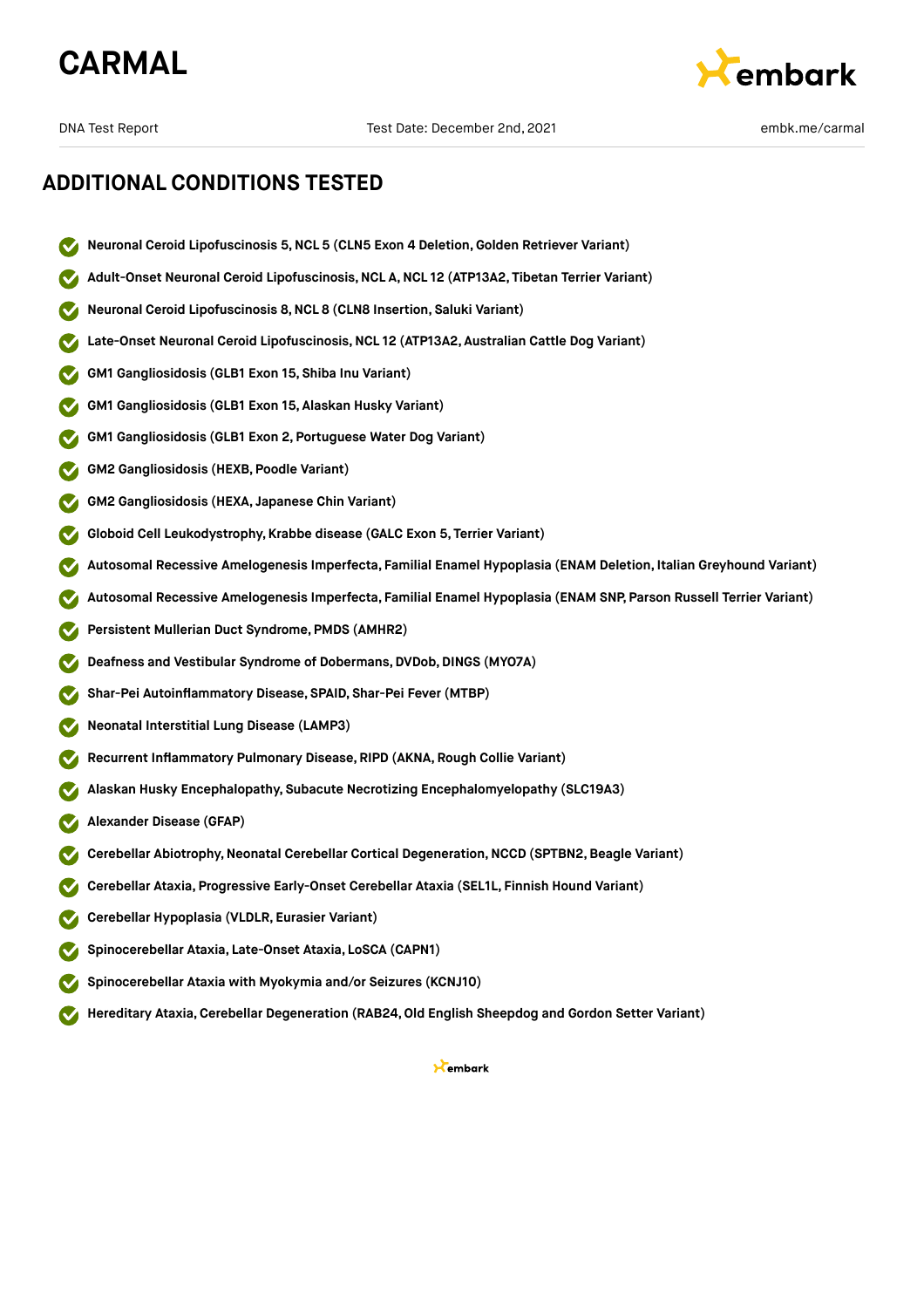## ADDITIONAL CONDITIONS TESTED

- **Neuronal Ceroid Lipofuscinosis 5, NCL 5 (CLN5 Exon 4 Deletion, Golden Retriever Variant)**
- **Adult-Onset Neuronal Ceroid Lipofuscinosis, NCL A, NCL 12 (ATP13A2, Tibetan Terrier Variant)**
- **Neuronal Ceroid Lipofuscinosis 8, NCL 8 (CLN8 Insertion, Saluki Variant)**
- **Late-Onset Neuronal Ceroid Lipofuscinosis, NCL 12 (ATP13A2, Australian Cattle Dog Variant)**
- **GM1 Gangliosidosis (GLB1 Exon 15, Shiba Inu Variant)**
- **GM1 Gangliosidosis (GLB1 Exon 15, Alaskan Husky Variant)**
- **GM1 Gangliosidosis (GLB1 Exon 2, Portuguese Water Dog Variant)**
- **GM2 Gangliosidosis (HEXB, Poodle Variant)**
- **GM2 Gangliosidosis (HEXA, Japanese Chin Variant)**
- **Globoid Cell Leukodystrophy, Krabbe disease (GALC Exon 5, Terrier Variant)**
- **Autosomal Recessive Amelogenesis Imperfecta, Familial Enamel Hypoplasia (ENAM Deletion, Italian Greyhound Variant)**
- **Autosomal Recessive Amelogenesis Imperfecta, Familial Enamel Hypoplasia (ENAM SNP, Parson Russell Terrier Variant)**
- **Persistent Mullerian Duct Syndrome, PMDS (AMHR2)**
- **Deafness and Vestibular Syndrome of Dobermans, DVDob, DINGS (MYO7A)**
- **Shar-Pei Autoinflammatory Disease, SPAID, Shar-Pei Fever (MTBP)**
- **Neonatal Interstitial Lung Disease (LAMP3)**
- **Recurrent Inflammatory Pulmonary Disease, RIPD (AKNA, Rough Collie Variant)**
- **Alaskan Husky Encephalopathy, Subacute Necrotizing Encephalomyelopathy (SLC19A3)**
- **Alexander Disease (GFAP)**
- **Cerebellar Abiotrophy, Neonatal Cerebellar Cortical Degeneration, NCCD (SPTBN2, Beagle Variant)**
- **Cerebellar Ataxia, Progressive Early-Onset Cerebellar Ataxia (SEL1L, Finnish Hound Variant)**
- **Cerebellar Hypoplasia (VLDLR, Eurasier Variant)**
- **Spinocerebellar Ataxia, Late-Onset Ataxia, LoSCA (CAPN1)**
- **Spinocerebellar Ataxia with Myokymia and/or Seizures (KCNJ10)**
- **Hereditary Ataxia, Cerebellar Degeneration (RAB24, Old English Sheepdog and Gordon Setter Variant)**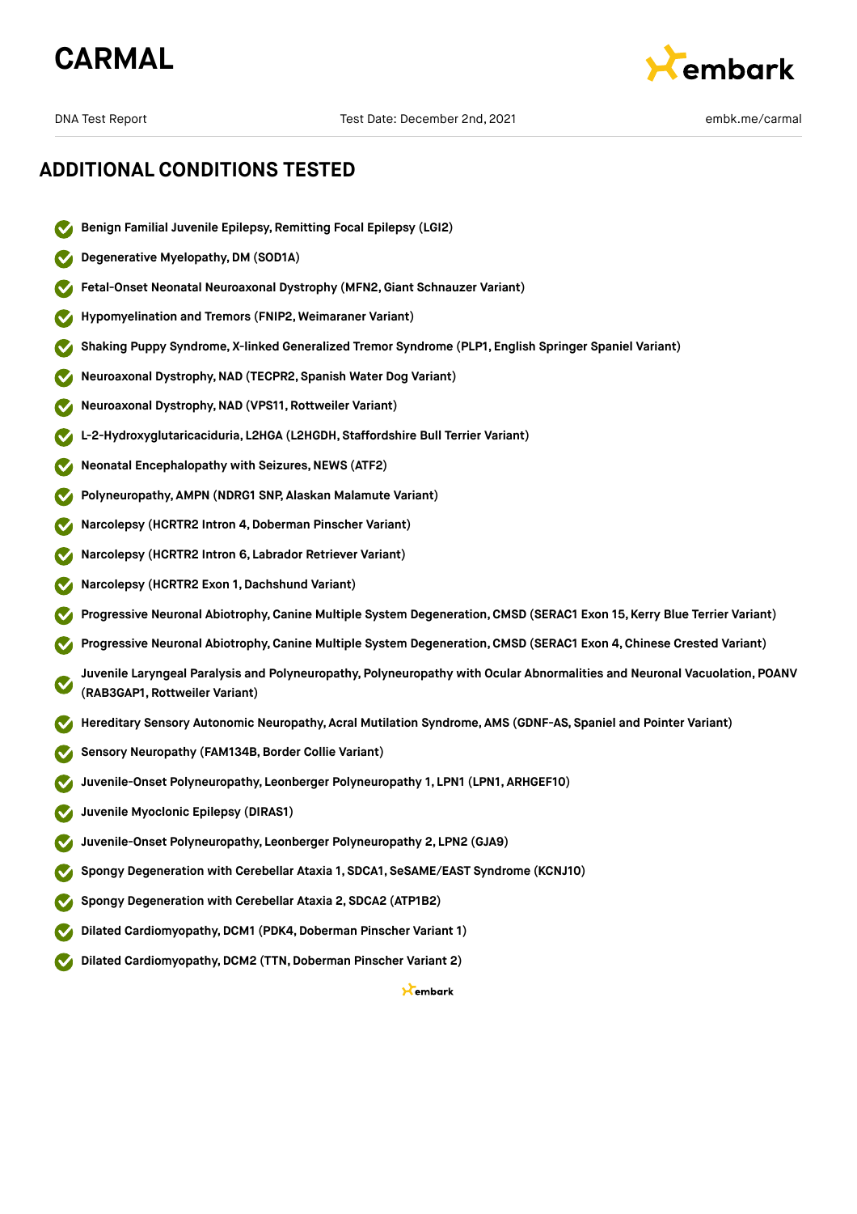## ADDITIONAL CONDITIONS TESTED

- **Benign Familial Juvenile Epilepsy, Remitting Focal Epilepsy (LGI2)**
- **Degenerative Myelopathy, DM (SOD1A)**
- **Fetal-Onset Neonatal Neuroaxonal Dystrophy (MFN2, Giant Schnauzer Variant)**
- **Hypomyelination and Tremors (FNIP2, Weimaraner Variant)**
- **Shaking Puppy Syndrome, X-linked Generalized Tremor Syndrome (PLP1, English Springer Spaniel Variant)**
- **Neuroaxonal Dystrophy, NAD (TECPR2, Spanish Water Dog Variant)**
- **Neuroaxonal Dystrophy, NAD (VPS11, Rottweiler Variant)**
- **L-2-Hydroxyglutaricaciduria, L2HGA (L2HGDH, Staffordshire Bull Terrier Variant)**
- **Neonatal Encephalopathy with Seizures, NEWS (ATF2)**
- **Polyneuropathy, AMPN (NDRG1 SNP, Alaskan Malamute Variant)**
- **Narcolepsy (HCRTR2 Intron 4, Doberman Pinscher Variant)**
- **Narcolepsy (HCRTR2 Intron 6, Labrador Retriever Variant)**
- **Narcolepsy (HCRTR2 Exon 1, Dachshund Variant)**
- **Progressive Neuronal Abiotrophy, Canine Multiple System Degeneration, CMSD (SERAC1 Exon 15, Kerry Blue Terrier Variant)**
- **Progressive Neuronal Abiotrophy, Canine Multiple System Degeneration, CMSD (SERAC1 Exon 4, Chinese Crested Variant)**
- **Juvenile Laryngeal Paralysis and Polyneuropathy, Polyneuropathy with Ocular Abnormalities and Neuronal Vacuolation, POANV (RAB3GAP1, Rottweiler Variant)**
- **Hereditary Sensory Autonomic Neuropathy, Acral Mutilation Syndrome, AMS (GDNF-AS, Spaniel and Pointer Variant)**
- **Sensory Neuropathy (FAM134B, Border Collie Variant)**
- **Juvenile-Onset Polyneuropathy, Leonberger Polyneuropathy 1, LPN1 (LPN1, ARHGEF10)**
- **Juvenile Myoclonic Epilepsy (DIRAS1)**
- **Juvenile-Onset Polyneuropathy, Leonberger Polyneuropathy 2, LPN2 (GJA9)**
- **Spongy Degeneration with Cerebellar Ataxia 1, SDCA1, SeSAME/EAST Syndrome (KCNJ10)**
- **Spongy Degeneration with Cerebellar Ataxia 2, SDCA2 (ATP1B2)**
- **Dilated Cardiomyopathy, DCM1 (PDK4, Doberman Pinscher Variant 1)**
- **Dilated Cardiomyopathy, DCM2 (TTN, Doberman Pinscher Variant 2)**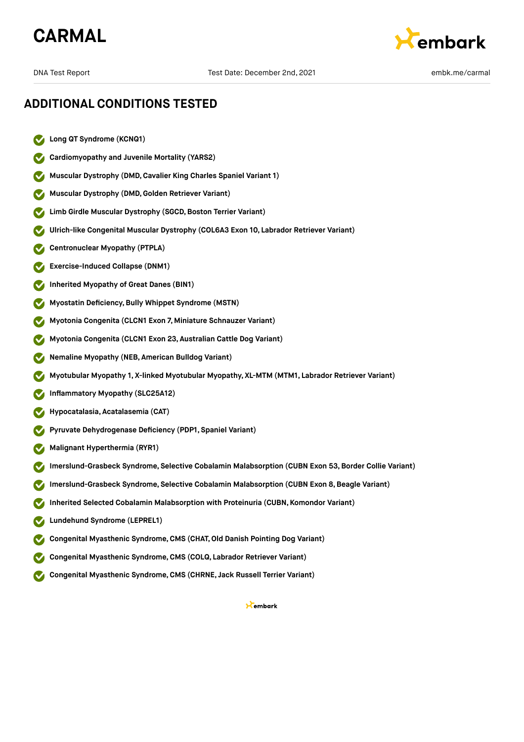## ADDITIONAL CONDITIONS TESTED

- **Long QT Syndrome (KCNQ1)**
- **Cardiomyopathy and Juvenile Mortality (YARS2)**
- **Muscular Dystrophy (DMD, Cavalier King Charles Spaniel Variant 1)**
- **Muscular Dystrophy (DMD, Golden Retriever Variant)**
- **Limb Girdle Muscular Dystrophy (SGCD, Boston Terrier Variant)**
- **Ulrich-like Congenital Muscular Dystrophy (COL6A3 Exon 10, Labrador Retriever Variant)**
- **Centronuclear Myopathy (PTPLA)**
- **Exercise-Induced Collapse (DNM1)**
- **Inherited Myopathy of Great Danes (BIN1)**
- **Myostatin Deficiency, Bully Whippet Syndrome (MSTN)**
- **Myotonia Congenita (CLCN1 Exon 7, Miniature Schnauzer Variant)**
- **Myotonia Congenita (CLCN1 Exon 23, Australian Cattle Dog Variant)**
- **Nemaline Myopathy (NEB, American Bulldog Variant)**
- **Myotubular Myopathy 1, X-linked Myotubular Myopathy, XL-MTM (MTM1, Labrador Retriever Variant)**
- **Inflammatory Myopathy (SLC25A12)**
- **Hypocatalasia, Acatalasemia (CAT)**
- **Pyruvate Dehydrogenase Deficiency (PDP1, Spaniel Variant)**
- **Malignant Hyperthermia (RYR1)**
- **Imerslund-Grasbeck Syndrome, Selective Cobalamin Malabsorption (CUBN Exon 53, Border Collie Variant)**
- **Imerslund-Grasbeck Syndrome, Selective Cobalamin Malabsorption (CUBN Exon 8, Beagle Variant)**
- **Inherited Selected Cobalamin Malabsorption with Proteinuria (CUBN, Komondor Variant)**
- **Lundehund Syndrome (LEPREL1)**
- **Congenital Myasthenic Syndrome, CMS (CHAT, Old Danish Pointing Dog Variant)**
- **Congenital Myasthenic Syndrome, CMS (COLQ, Labrador Retriever Variant)**
- **Congenital Myasthenic Syndrome, CMS (CHRNE, Jack Russell Terrier Variant)**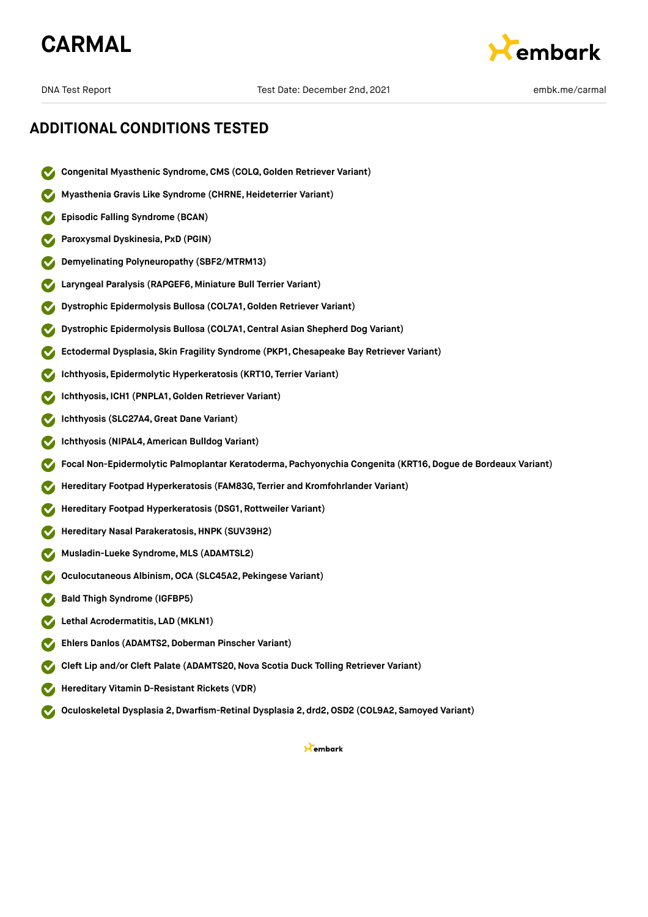# CARMAL

DNA Test Report | Test Date: December 2nd, 2021 | embk.me/carmal

## ADDITIONAL CONDITIONS TESTED

- **Congenital Myasthenic Syndrome, CMS (COLQ, Golden Retriever Variant)**
- **Myasthenia Gravis Like Syndrome (CHRNE, Heideterrier Variant)**
- **Episodic Falling Syndrome (BCAN)**
- **Paroxysmal Dyskinesia, PxD (PGIN)**
- **Demyelinating Polyneuropathy (SBF2/MTRM13)**
- **Laryngeal Paralysis (RAPGEF6, Miniature Bull Terrier Variant)**
- **Dystrophic Epidermolysis Bullosa (COL7A1, Golden Retriever Variant)**
- **Dystrophic Epidermolysis Bullosa (COL7A1, Central Asian Shepherd Dog Variant)**
- **Ectodermal Dysplasia, Skin Fragility Syndrome (PKP1, Chesapeake Bay Retriever Variant)**
- **Ichthyosis, Epidermolytic Hyperkeratosis (KRT10, Terrier Variant)**
- **Ichthyosis, ICH1 (PNPLA1, Golden Retriever Variant)**
- **Ichthyosis (SLC27A4, Great Dane Variant)**
- **Ichthyosis (NIPAL4, American Bulldog Variant)**
- **Focal Non-Epidermolytic Palmoplantar Keratoderma, Pachyonychia Congenita (KRT16, Dogue de Bordeaux Variant)**
- **Hereditary Footpad Hyperkeratosis (FAM83G, Terrier and Kromfohrlander Variant)**
- **Hereditary Footpad Hyperkeratosis (DSG1, Rottweiler Variant)**
- **Hereditary Nasal Parakeratosis, HNPK (SUV39H2)**
- **Musladin-Lueke Syndrome, MLS (ADAMTSL2)**
- **Oculocutaneous Albinism, OCA (SLC45A2, Pekingese Variant)**
- **Bald Thigh Syndrome (IGFBP5)**
- **Lethal Acrodermatitis, LAD (MKLN1)**
- **Ehlers Danlos (ADAMTS2, Doberman Pinscher Variant)**
- **Cleft Lip and/or Cleft Palate (ADAMTS20, Nova Scotia Duck Tolling Retriever Variant)**
- **Hereditary Vitamin D-Resistant Rickets (VDR)**
- **Oculoskeletal Dysplasia 2, Dwarfism-Retinal Dysplasia 2, drd2, OSD2 (COL9A2, Samoyed Variant)**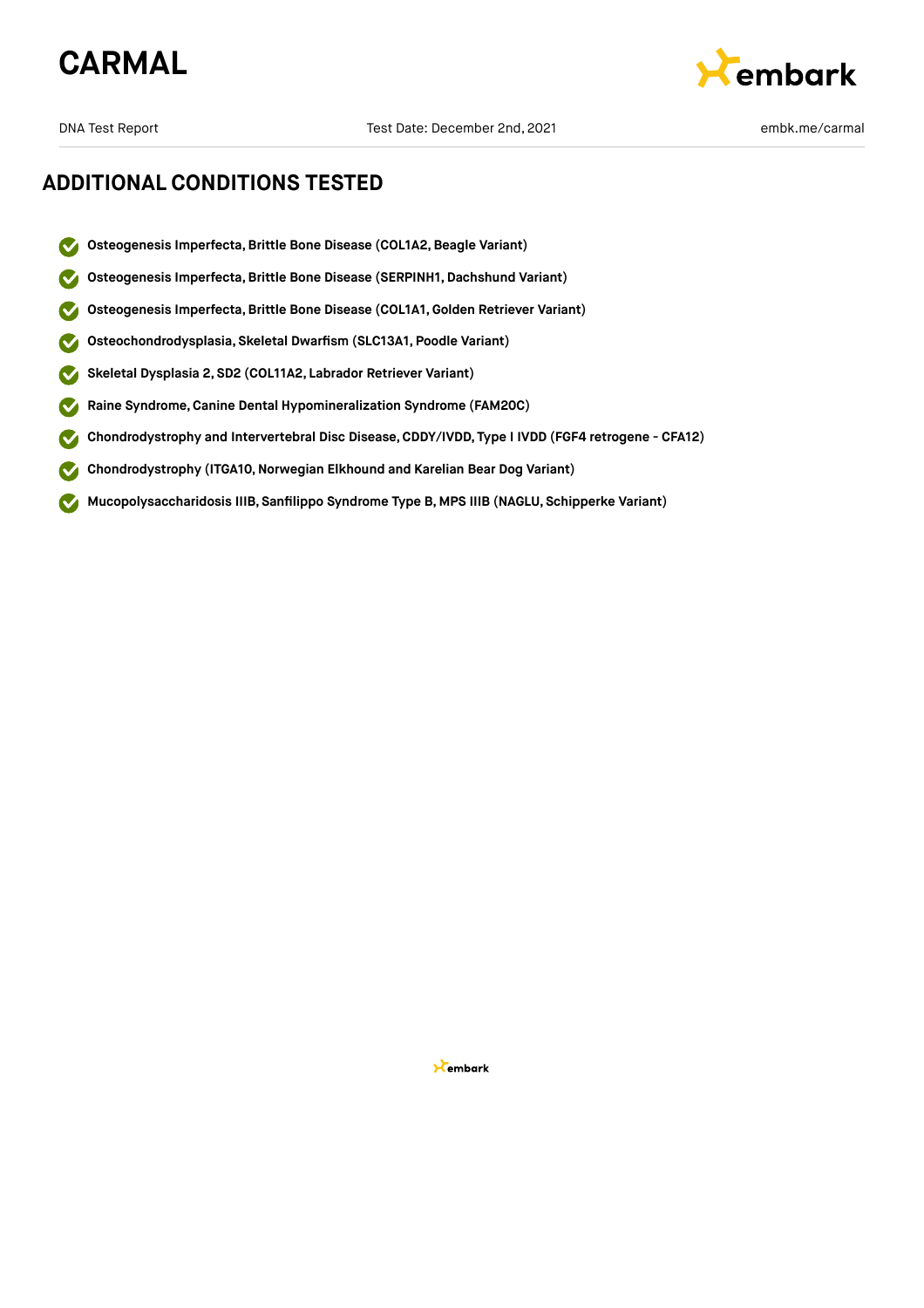## ADDITIONAL CONDITIONS TESTED

- **Osteogenesis Imperfecta, Brittle Bone Disease (COL1A2, Beagle Variant)**
- **Osteogenesis Imperfecta, Brittle Bone Disease (SERPINH1, Dachshund Variant)**
- **Osteogenesis Imperfecta, Brittle Bone Disease (COL1A1, Golden Retriever Variant)**
- **Osteochondrodysplasia, Skeletal Dwarfism (SLC13A1, Poodle Variant)**
- **Skeletal Dysplasia 2, SD2 (COL11A2, Labrador Retriever Variant)**
- **Raine Syndrome, Canine Dental Hypomineralization Syndrome (FAM20C)**
- **Chondrodystrophy and Intervertebral Disc Disease, CDDY/IVDD, Type I IVDD (FGF4 retrogene - CFA12)**
- **Chondrodystrophy (ITGA10, Norwegian Elkhound and Karelian Bear Dog Variant)**
- **Mucopolysaccharidosis IIIB, Sanfilippo Syndrome Type B, MPS IIIB (NAGLU, Schipperke Variant)**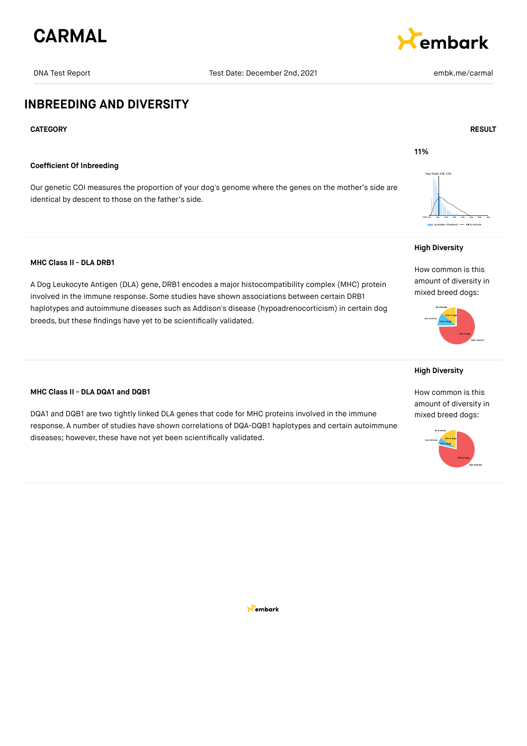# CARMAL

DNA Test Report | Test Date: December 2nd, 2021 | embk.me/carmal

## INBREEDING AND DIVERSITY

**CATEGORY** **RESULT**

**Coefficient Of Inbreeding**

Our genetic COI measures the proportion of your dog's genome where the genes on the mother's side are identical by descent to those on the father's side.

**11%**

Your Dog's COI: 11%

Australian Shepherd — All Purebreds

**MHC Class II - DLA DRB1**

A Dog Leukocyte Antigen (DLA) gene, DRB1 encodes a major histocompatibility complex (MHC) protein involved in the immune response. Some studies have shown associations between certain DRB1 haplotypes and autoimmune diseases such as Addison's disease (hypoadrenocorticism) in certain dog breeds, but these findings have yet to be scientifically validated.

**High Diversity**

How common is this amount of diversity in mixed breed dogs:

No diversity
Low diversity
14% of dogs
11% of dogs
75% of dogs
High diversity

**MHC Class II - DLA DQA1 and DQB1**

DQA1 and DQB1 are two tightly linked DLA genes that code for MHC proteins involved in the immune response. A number of studies have shown correlations of DQA-DQB1 haplotypes and certain autoimmune diseases; however, these have not yet been scientifically validated.

**High Diversity**

How common is this amount of diversity in mixed breed dogs:

No diversity
Low diversity
16% of dogs
5% of dogs
79% of dogs
High diversity